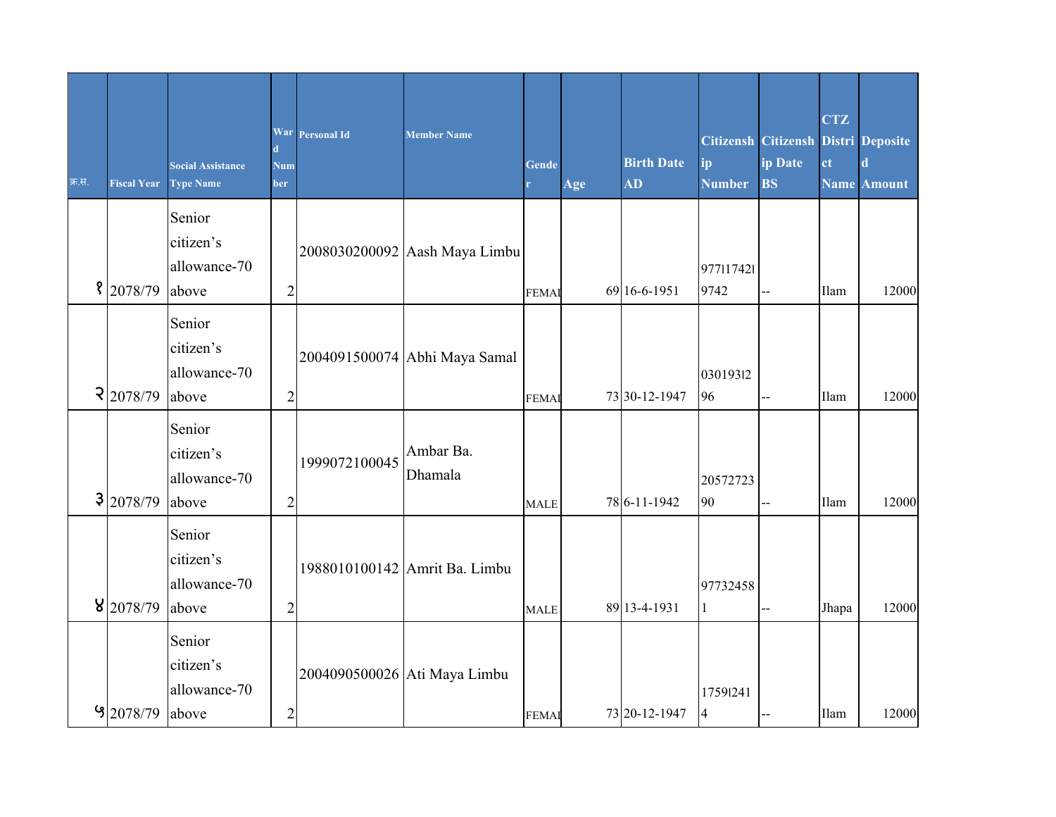| क्र.सं. | Fiscal Year | Social Assistance Type Name | Ward Number | Personal Id | Member Name | Gender | Age | Birth Date AD | Citizenship Number | Citizenship Date BS | CTZ District Name | Deposited Amount |
|---|---|---|---|---|---|---|---|---|---|---|---|---|
| १ | 2078/79 | Senior citizen's allowance-70 above | 2 | 2008030200092 | Aash Maya Limbu | FEMAI | 69 | 16-6-1951 | 977l1742l9742 | -- | Ilam | 12000 |
| २ | 2078/79 | Senior citizen's allowance-70 above | 2 | 2004091500074 | Abhi Maya Samal | FEMAI | 73 | 30-12-1947 | 03019312 96 | -- | Ilam | 12000 |
| ३ | 2078/79 | Senior citizen's allowance-70 above | 2 | 1999072100045 | Ambar Ba. Dhamala | MALE | 78 | 6-11-1942 | 2057272390 | -- | Ilam | 12000 |
| ४ | 2078/79 | Senior citizen's allowance-70 above | 2 | 1988010100142 | Amrit Ba. Limbu | MALE | 89 | 13-4-1931 | 977324581 | -- | Jhapa | 12000 |
| ५ | 2078/79 | Senior citizen's allowance-70 above | 2 | 2004090500026 | Ati Maya Limbu | FEMAI | 73 | 20-12-1947 | 1759l2414 | -- | Ilam | 12000 |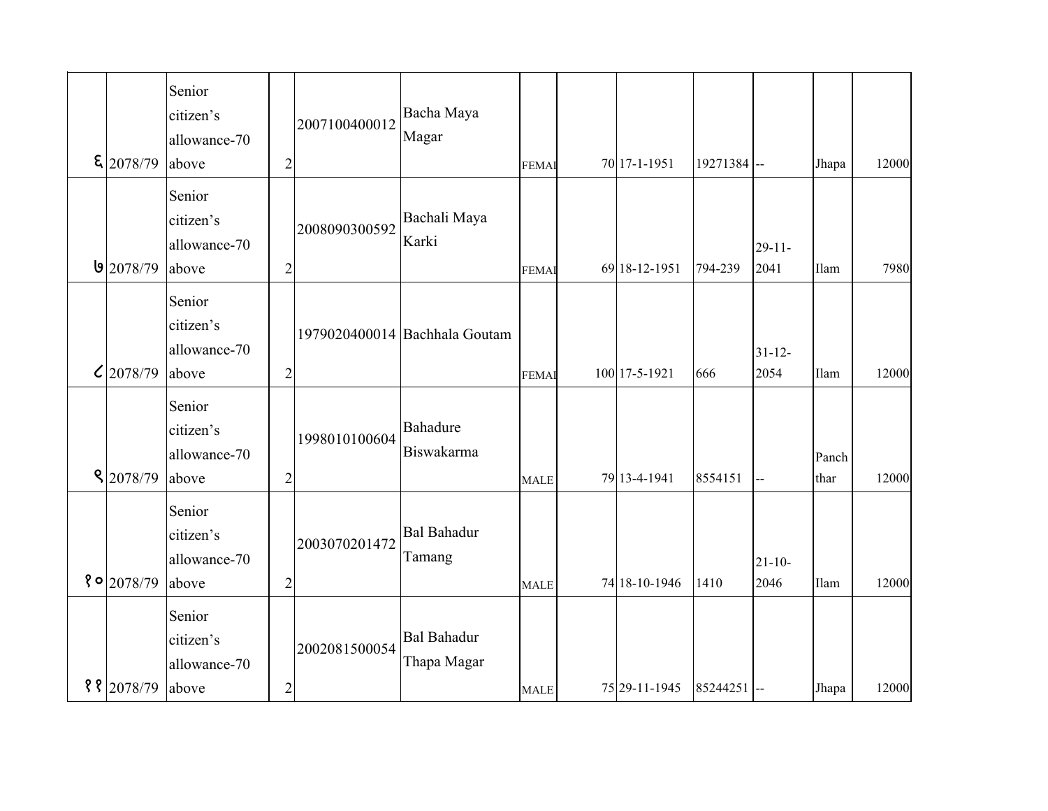| | | | | | | | | | | | | | |
|---|---|---|---|---|---|---|---|---|---|---|---|---|---|
| ६ | 2078/79 | Senior citizen's allowance-70 above | 2 | 2007100400012 | Bacha Maya Magar | FEMAI | | 70 | 17-1-1951 | 19271384 | -- | Jhapa | 12000 |
| ७ | 2078/79 | Senior citizen's allowance-70 above | 2 | 2008090300592 | Bachali Maya Karki | FEMAI | | 69 | 18-12-1951 | 794-239 | 29-11-2041 | Ilam | 7980 |
| ८ | 2078/79 | Senior citizen's allowance-70 above | 2 | 1979020400014 | Bachhala Goutam | FEMAI | | 100 | 17-5-1921 | 666 | 31-12-2054 | Ilam | 12000 |
| ९ | 2078/79 | Senior citizen's allowance-70 above | 2 | 1998010100604 | Bahadure Biswakarma | MALE | | 79 | 13-4-1941 | 8554151 | -- | Panchthar | 12000 |
| १० | 2078/79 | Senior citizen's allowance-70 above | 2 | 2003070201472 | Bal Bahadur Tamang | MALE | | 74 | 18-10-1946 | 1410 | 21-10-2046 | Ilam | 12000 |
| ११ | 2078/79 | Senior citizen's allowance-70 above | 2 | 2002081500054 | Bal Bahadur Thapa Magar | MALE | | 75 | 29-11-1945 | 85244251 | -- | Jhapa | 12000 |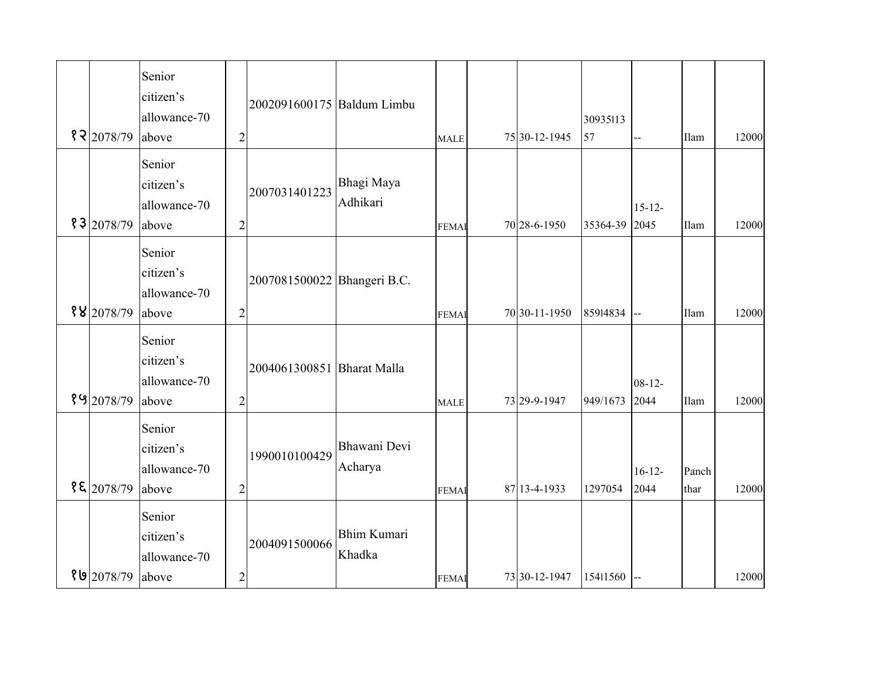| | | | | | | | | | | | | |
|---|---|---|---|---|---|---|---|---|---|---|---|---|
| १२ | 2078/79 | Senior citizen's allowance-70 above | 2 | 2002091600175 | Baldum Limbu | MALE | | 75 | 30-12-1945 | 30935l1357 | -- | Ilam | 12000 |
| १३ | 2078/79 | Senior citizen's allowance-70 above | 2 | 2007031401223 | Bhagi Maya Adhikari | FEMAL | | 70 | 28-6-1950 | 35364-39 | 15-12-2045 | Ilam | 12000 |
| १४ | 2078/79 | Senior citizen's allowance-70 above | 2 | 2007081500022 | Bhangeri B.C. | FEMAL | | 70 | 30-11-1950 | 859l4834 | -- | Ilam | 12000 |
| १५ | 2078/79 | Senior citizen's allowance-70 above | 2 | 2004061300851 | Bharat Malla | MALE | | 73 | 29-9-1947 | 949/1673 | 08-12-2044 | Ilam | 12000 |
| १६ | 2078/79 | Senior citizen's allowance-70 above | 2 | 1990010100429 | Bhawani Devi Acharya | FEMAL | | 87 | 13-4-1933 | 1297054 | 16-12-2044 | Panchthar | 12000 |
| १७ | 2078/79 | Senior citizen's allowance-70 above | 2 | 2004091500066 | Bhim Kumari Khadka | FEMAL | | 73 | 30-12-1947 | 154l1560 | -- | | 12000 |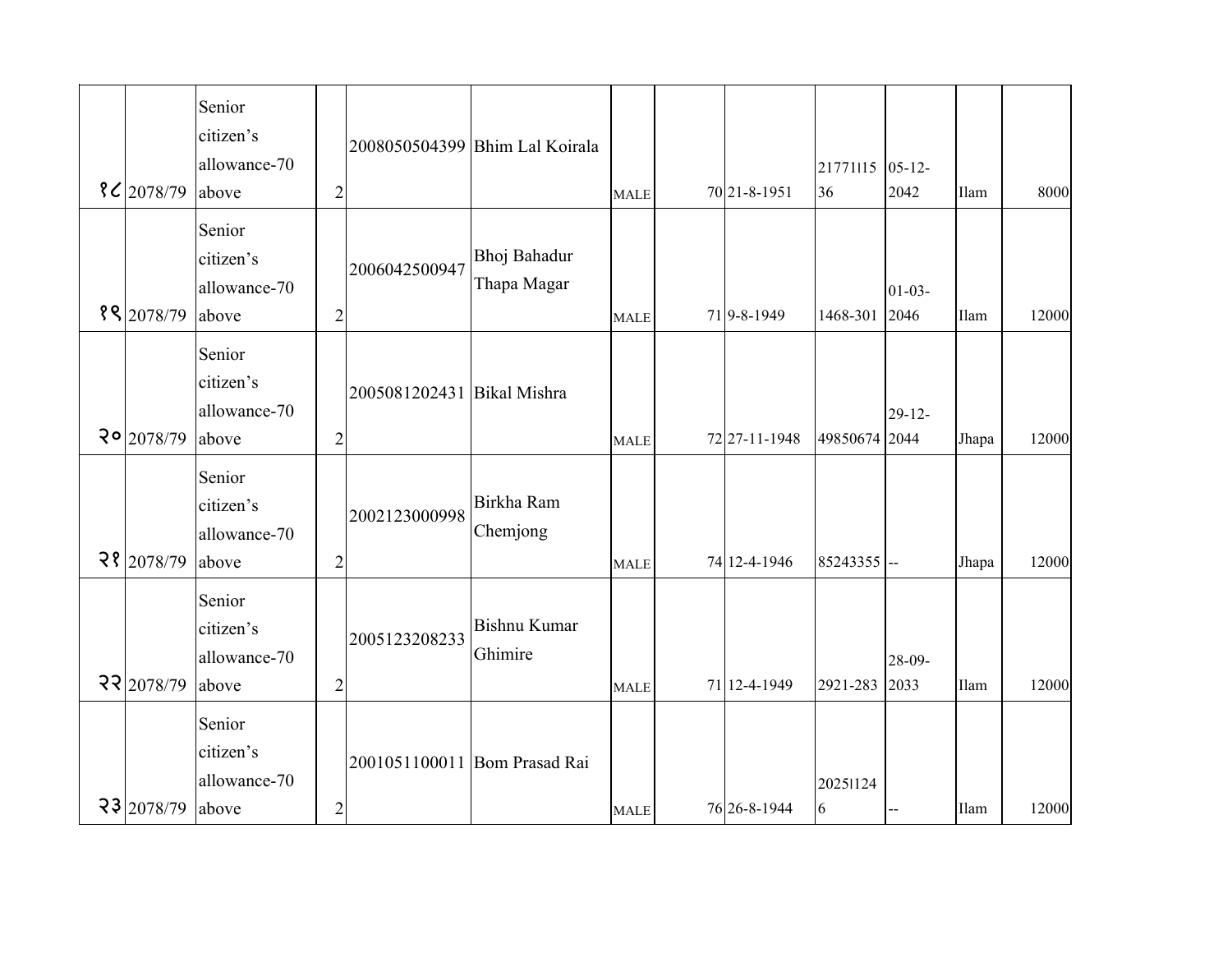| | | | | | | | | | | | | | |
|---|---|---|---|---|---|---|---|---|---|---|---|---|---|
| १८ | 2078/79 | Senior citizen's allowance-70 above | 2 | 2008050504399 | Bhim Lal Koirala | MALE | | 70 | 21-8-1951 | 2177l1536 | 05-12-2042 | Ilam | 8000 |
| १९ | 2078/79 | Senior citizen's allowance-70 above | 2 | 2006042500947 | Bhoj Bahadur Thapa Magar | MALE | | 71 | 9-8-1949 | 1468-301 | 01-03-2046 | Ilam | 12000 |
| २० | 2078/79 | Senior citizen's allowance-70 above | 2 | 2005081202431 | Bikal Mishra | MALE | | 72 | 27-11-1948 | 49850674 | 29-12-2044 | Jhapa | 12000 |
| २१ | 2078/79 | Senior citizen's allowance-70 above | 2 | 2002123000998 | Birkha Ram Chemjong | MALE | | 74 | 12-4-1946 | 85243355 | -- | Jhapa | 12000 |
| २२ | 2078/79 | Senior citizen's allowance-70 above | 2 | 2005123208233 | Bishnu Kumar Ghimire | MALE | | 71 | 12-4-1949 | 2921-283 | 28-09-2033 | Ilam | 12000 |
| २३ | 2078/79 | Senior citizen's allowance-70 above | 2 | 2001051100011 | Bom Prasad Rai | MALE | | 76 | 26-8-1944 | 2025l1246 | -- | Ilam | 12000 |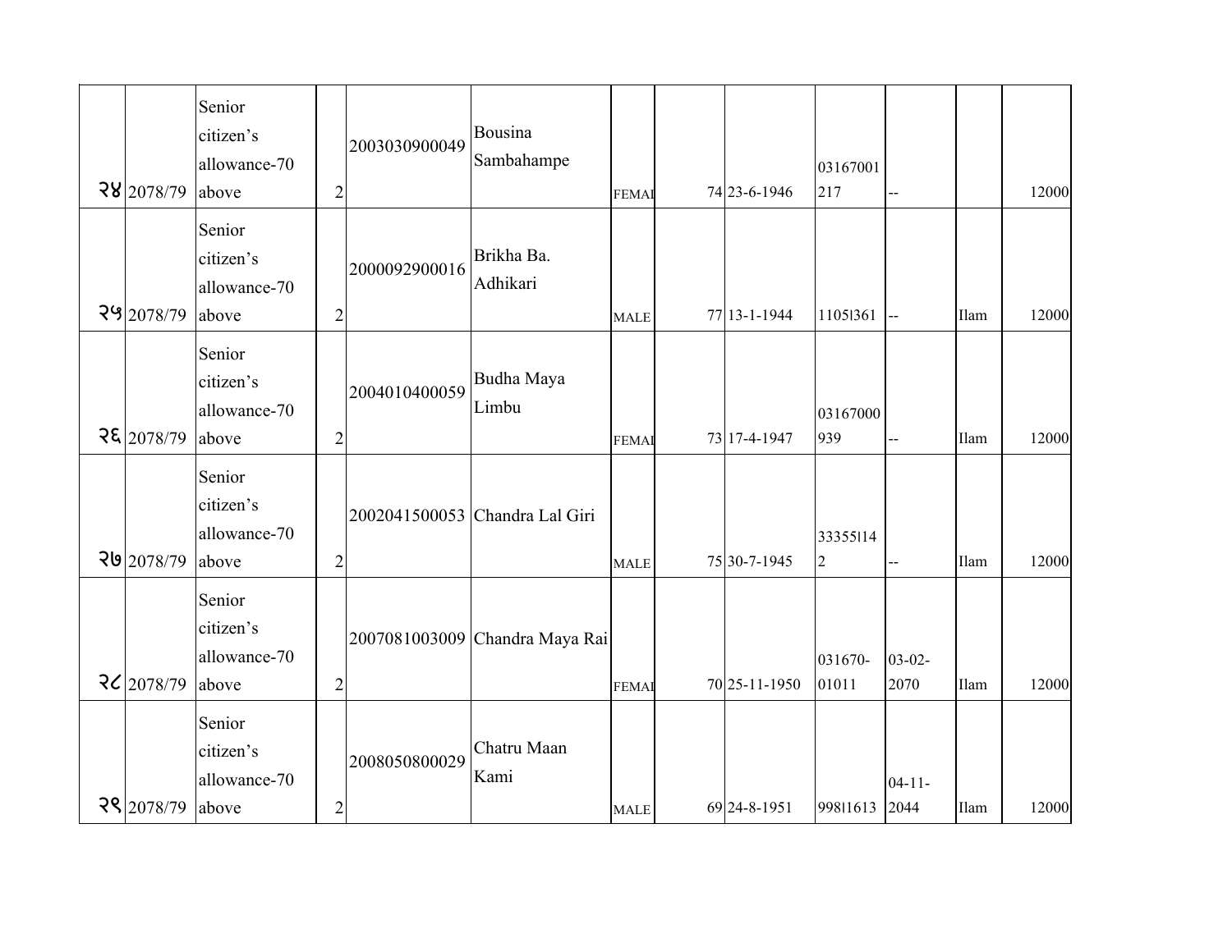| | | | | | | | | | | | | | |
|---|---|---|---|---|---|---|---|---|---|---|---|---|---|
| २४ | 2078/79 | Senior citizen's allowance-70 above | 2 | 2003030900049 | Bousina Sambahampe | FEMAI | | 74 | 23-6-1946 | 03167001 217 | -- | | 12000 |
| २५ | 2078/79 | Senior citizen's allowance-70 above | 2 | 2000092900016 | Brikha Ba. Adhikari | MALE | | 77 | 13-1-1944 | 1105l361 | -- | Ilam | 12000 |
| २६ | 2078/79 | Senior citizen's allowance-70 above | 2 | 2004010400059 | Budha Maya Limbu | FEMAI | | 73 | 17-4-1947 | 03167000 939 | -- | Ilam | 12000 |
| २७ | 2078/79 | Senior citizen's allowance-70 above | 2 | 2002041500053 | Chandra Lal Giri | MALE | | 75 | 30-7-1945 | 33355l14 2 | -- | Ilam | 12000 |
| २८ | 2078/79 | Senior citizen's allowance-70 above | 2 | 2007081003009 | Chandra Maya Rai | FEMAI | | 70 | 25-11-1950 | 031670- 01011 | 03-02- 2070 | Ilam | 12000 |
| २९ | 2078/79 | Senior citizen's allowance-70 above | 2 | 2008050800029 | Chatru Maan Kami | MALE | | 69 | 24-8-1951 | 998l1613 | 04-11- 2044 | Ilam | 12000 |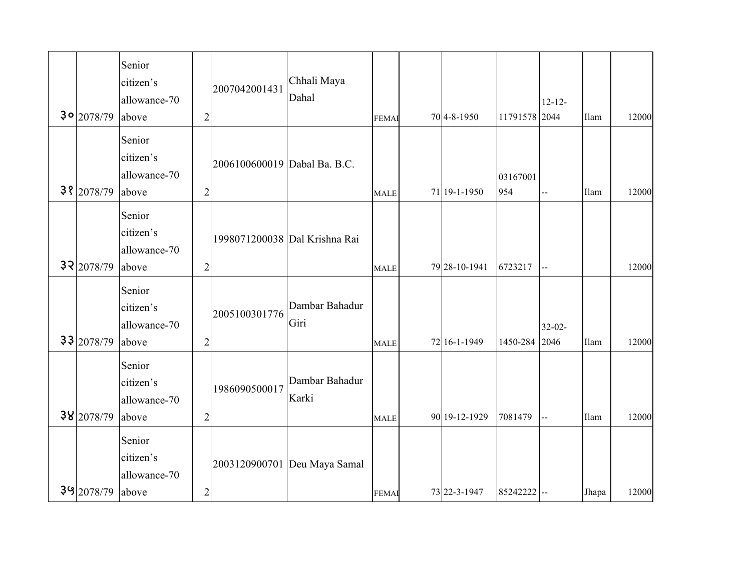| ३० | 2078/79 | Senior citizen's allowance-70 above | 2 | 2007042001431 | Chhali Maya Dahal | FEMAI | | 70 | 4-8-1950 | 11791578 | 12-12-2044 | Ilam | 12000 |
|---|---|---|---|---|---|---|---|---|---|---|---|---|---|
| ३१ | 2078/79 | Senior citizen's allowance-70 above | 2 | 2006100600019 | Dabal Ba. B.C. | MALE | | 71 | 19-1-1950 | 03167001954 | -- | Ilam | 12000 |
| ३२ | 2078/79 | Senior citizen's allowance-70 above | 2 | 1998071200038 | Dal Krishna Rai | MALE | | 79 | 28-10-1941 | 6723217 | -- | | 12000 |
| ३३ | 2078/79 | Senior citizen's allowance-70 above | 2 | 2005100301776 | Dambar Bahadur Giri | MALE | | 72 | 16-1-1949 | 1450-284 | 32-02-2046 | Ilam | 12000 |
| ३४ | 2078/79 | Senior citizen's allowance-70 above | 2 | 1986090500017 | Dambar Bahadur Karki | MALE | | 90 | 19-12-1929 | 7081479 | -- | Ilam | 12000 |
| ३५ | 2078/79 | Senior citizen's allowance-70 above | 2 | 2003120900701 | Deu Maya Samal | FEMAI | | 73 | 22-3-1947 | 85242222 | -- | Jhapa | 12000 |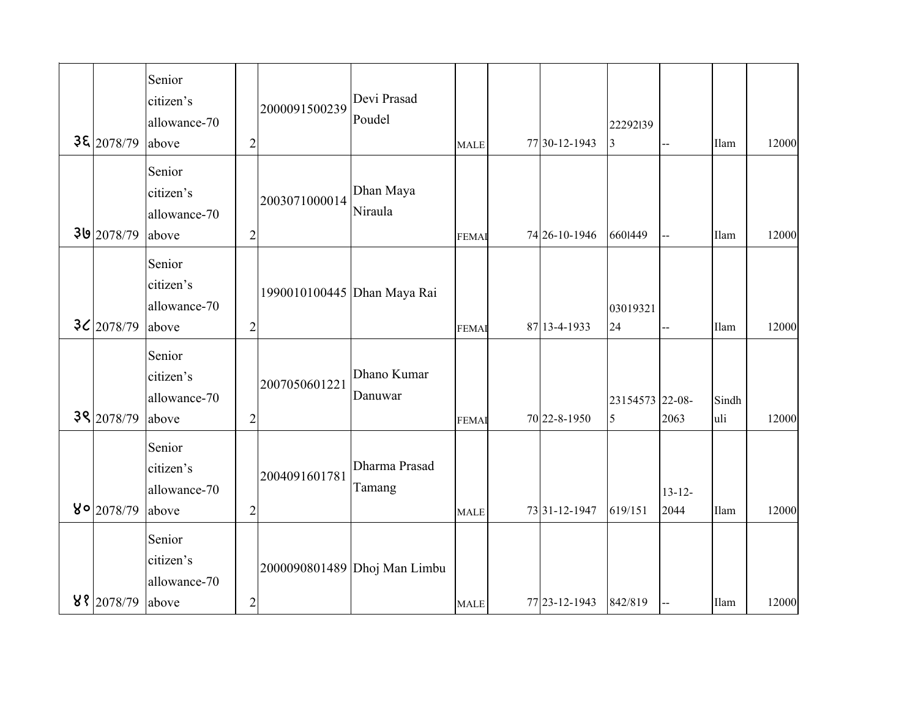| | | | | | | | | | | | | |
|---|---|---|---|---|---|---|---|---|---|---|---|---|
| ३६ | 2078/79 | Senior citizen’s allowance-70 above | 2 | 2000091500239 | Devi Prasad Poudel | MALE | | 77 | 30-12-1943 | 22292l393 | -- | Ilam | 12000 |
| ३७ | 2078/79 | Senior citizen’s allowance-70 above | 2 | 2003071000014 | Dhan Maya Niraula | FEMAL | | 74 | 26-10-1946 | 660l449 | -- | Ilam | 12000 |
| ३८ | 2078/79 | Senior citizen’s allowance-70 above | 2 | 1990010100445 | Dhan Maya Rai | FEMAL | | 87 | 13-4-1933 | 0301932124 | -- | Ilam | 12000 |
| ३९ | 2078/79 | Senior citizen’s allowance-70 above | 2 | 2007050601221 | Dhano Kumar Danuwar | FEMAL | | 70 | 22-8-1950 | 231545735 | 22-08-2063 | Sindhuli | 12000 |
| ४० | 2078/79 | Senior citizen’s allowance-70 above | 2 | 2004091601781 | Dharma Prasad Tamang | MALE | | 73 | 31-12-1947 | 619/151 | 13-12-2044 | Ilam | 12000 |
| ४१ | 2078/79 | Senior citizen’s allowance-70 above | 2 | 2000090801489 | Dhoj Man Limbu | MALE | | 77 | 23-12-1943 | 842/819 | -- | Ilam | 12000 |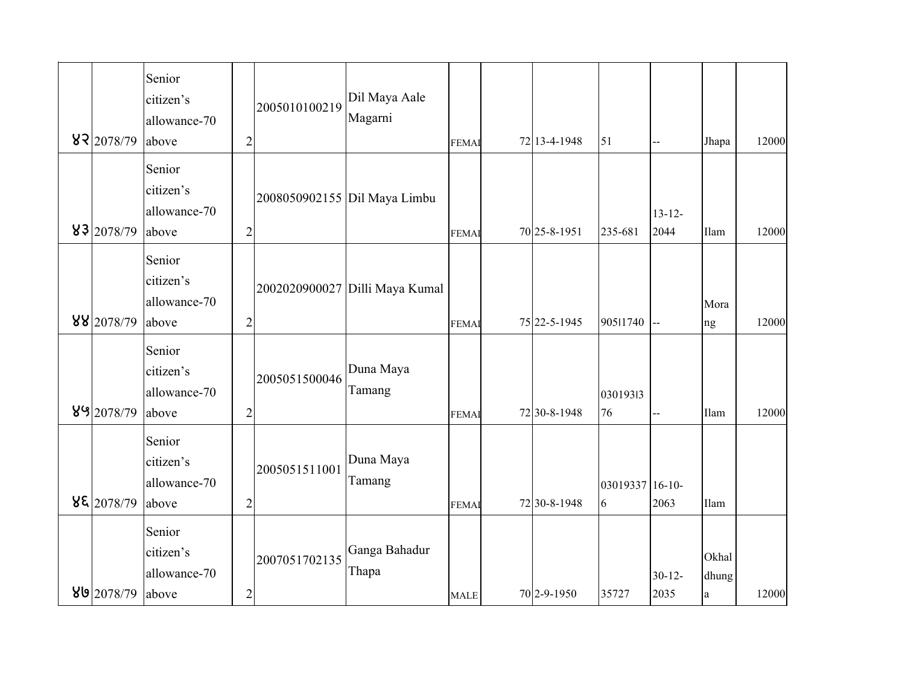| | | | | | | | | | | | | | |
|---|---|---|---|---|---|---|---|---|---|---|---|---|---|
| ४२ | 2078/79 | Senior citizen's allowance-70 above | 2 | 2005010100219 | Dil Maya Aale Magarni | FEMAI | | 72 | 13-4-1948 | 51 | -- | Jhapa | 12000 |
| ४३ | 2078/79 | Senior citizen's allowance-70 above | 2 | 2008050902155 | Dil Maya Limbu | FEMAI | | 70 | 25-8-1951 | 235-681 | 13-12-2044 | Ilam | 12000 |
| ४४ | 2078/79 | Senior citizen's allowance-70 above | 2 | 2002020900027 | Dilli Maya Kumal | FEMAI | | 75 | 22-5-1945 | 905I1740 | -- | Morang | 12000 |
| ४५ | 2078/79 | Senior citizen's allowance-70 above | 2 | 2005051500046 | Duna Maya Tamang | FEMAI | | 72 | 30-8-1948 | 0301931376 | -- | Ilam | 12000 |
| ४६ | 2078/79 | Senior citizen's allowance-70 above | 2 | 2005051511001 | Duna Maya Tamang | FEMAI | | 72 | 30-8-1948 | 030193376 | 16-10-2063 | Ilam | |
| ४७ | 2078/79 | Senior citizen's allowance-70 above | 2 | 2007051702135 | Ganga Bahadur Thapa | MALE | | 70 | 2-9-1950 | 35727 | 30-12-2035 | Okhaldhunga | 12000 |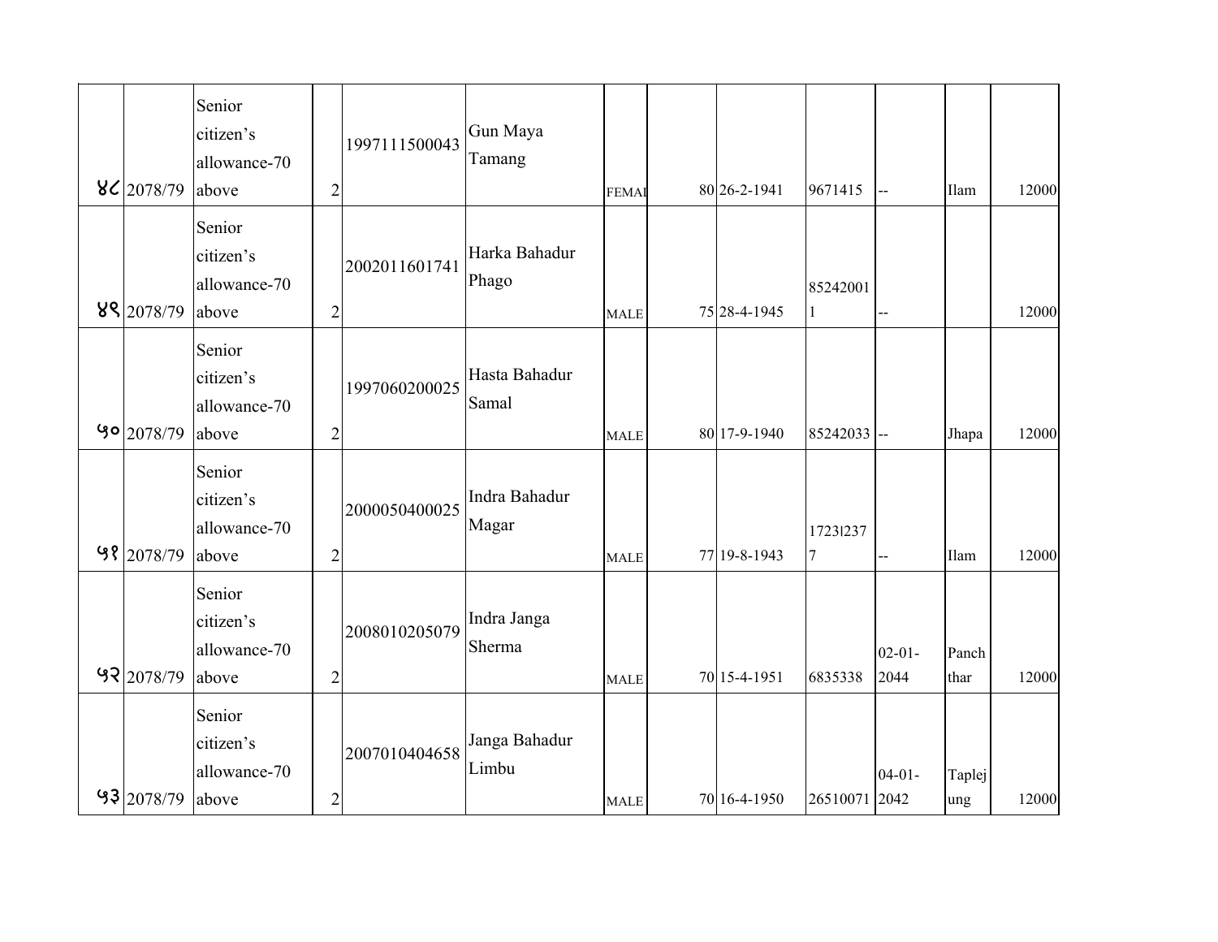| | | | | | | | | | | | | | |
|---|---|---|---|---|---|---|---|---|---|---|---|---|---|
| ४८ | 2078/79 | Senior citizen's allowance-70 above | 2 | 1997111500043 | Gun Maya Tamang | FEMAL | | 80 | 26-2-1941 | 9671415 | -- | Ilam | 12000 |
| ४९ | 2078/79 | Senior citizen's allowance-70 above | 2 | 2002011601741 | Harka Bahadur Phago | MALE | | 75 | 28-4-1945 | 852420011 | -- | | 12000 |
| ५० | 2078/79 | Senior citizen's allowance-70 above | 2 | 1997060200025 | Hasta Bahadur Samal | MALE | | 80 | 17-9-1940 | 85242033 | -- | Jhapa | 12000 |
| ५१ | 2078/79 | Senior citizen's allowance-70 above | 2 | 2000050400025 | Indra Bahadur Magar | MALE | | 77 | 19-8-1943 | 17231237 7 | -- | Ilam | 12000 |
| ५२ | 2078/79 | Senior citizen's allowance-70 above | 2 | 2008010205079 | Indra Janga Sherma | MALE | | 70 | 15-4-1951 | 6835338 | 02-01-2044 | Panchthar | 12000 |
| ५३ | 2078/79 | Senior citizen's allowance-70 above | 2 | 2007010404658 | Janga Bahadur Limbu | MALE | | 70 | 16-4-1950 | 26510071 | 04-01-2042 | Taplejung | 12000 |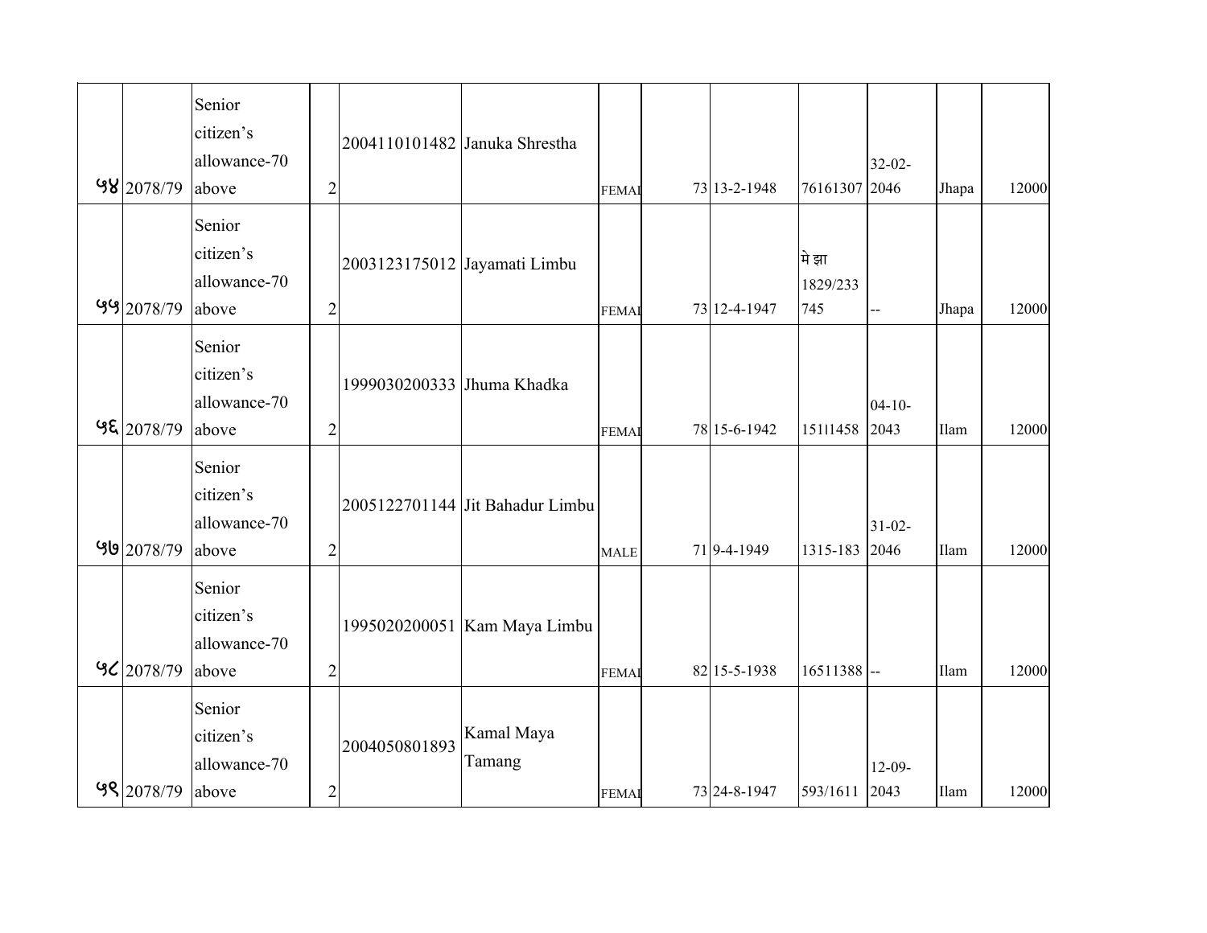| | | | | | | | | | | | | | |
|---|---|---|---|---|---|---|---|---|---|---|---|---|---|
| ५४ | 2078/79 | Senior citizen's allowance-70 above | 2 | 2004110101482 | Januka Shrestha | FEMAI | | 73 | 13-2-1948 | 76161307 | 32-02-2046 | Jhapa | 12000 |
| ५५ | 2078/79 | Senior citizen's allowance-70 above | 2 | 2003123175012 | Jayamati Limbu | FEMAI | | 73 | 12-4-1947 | मे झा 1829/233 745 | -- | Jhapa | 12000 |
| ५६ | 2078/79 | Senior citizen's allowance-70 above | 2 | 1999030200333 | Jhuma Khadka | FEMAI | | 78 | 15-6-1942 | 151l1458 | 04-10-2043 | Ilam | 12000 |
| ५७ | 2078/79 | Senior citizen's allowance-70 above | 2 | 2005122701144 | Jit Bahadur Limbu | MALE | | 71 | 9-4-1949 | 1315-183 | 31-02-2046 | Ilam | 12000 |
| ५८ | 2078/79 | Senior citizen's allowance-70 above | 2 | 1995020200051 | Kam Maya Limbu | FEMAI | | 82 | 15-5-1938 | 16511388 | -- | Ilam | 12000 |
| ५९ | 2078/79 | Senior citizen's allowance-70 above | 2 | 2004050801893 | Kamal Maya Tamang | FEMAI | | 73 | 24-8-1947 | 593/1611 | 12-09-2043 | Ilam | 12000 |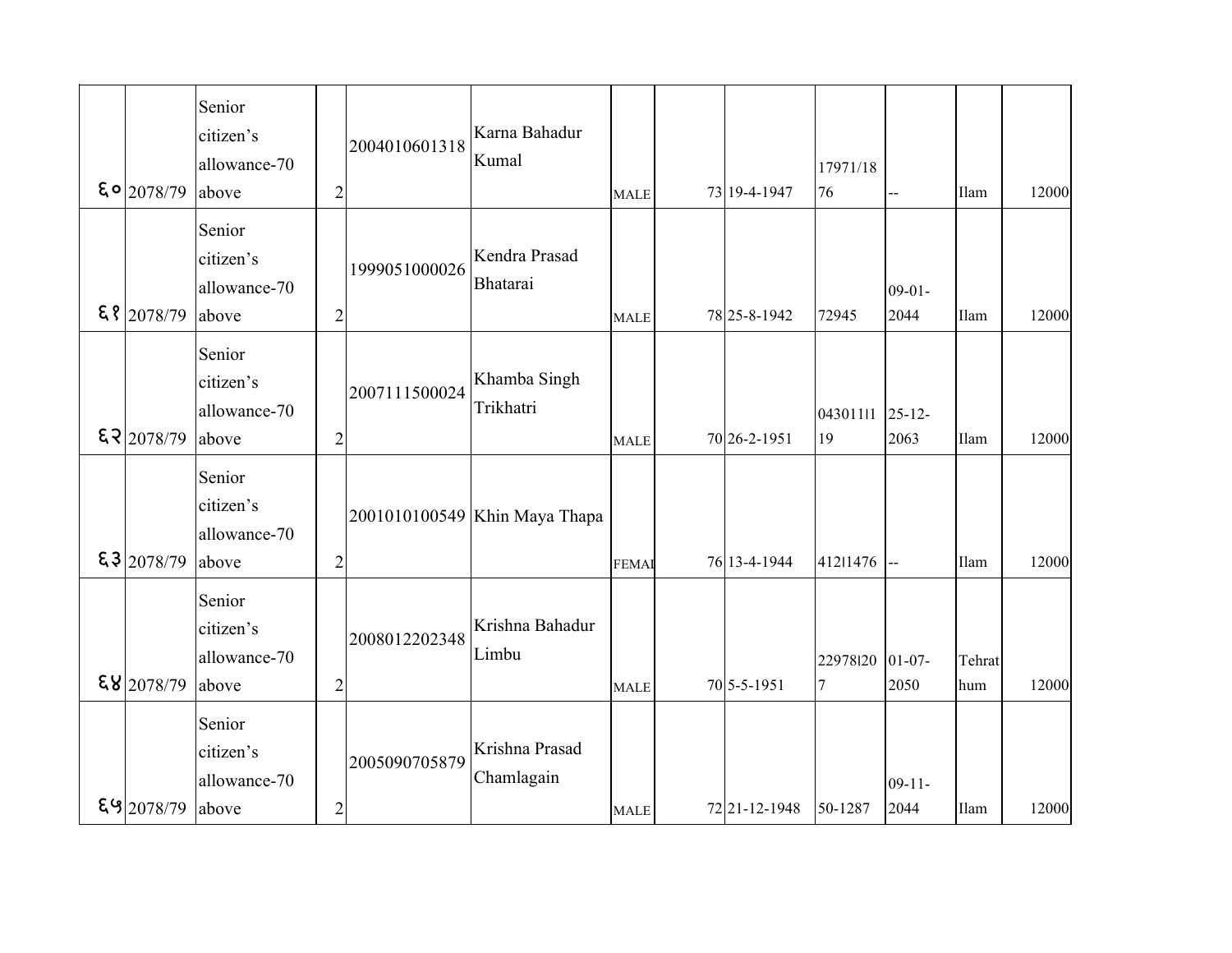| | | | | | | | | | | | | | |
|---|---|---|---|---|---|---|---|---|---|---|---|---|---|
| ६० | 2078/79 | Senior citizen's allowance-70 above | 2 | 2004010601318 | Karna Bahadur Kumal | MALE | | 73 | 19-4-1947 | 17971/1876 | -- | Ilam | 12000 |
| ६१ | 2078/79 | Senior citizen's allowance-70 above | 2 | 1999051000026 | Kendra Prasad Bhatarai | MALE | | 78 | 25-8-1942 | 72945 | 09-01-2044 | Ilam | 12000 |
| ६२ | 2078/79 | Senior citizen's allowance-70 above | 2 | 2007111500024 | Khamba Singh Trikhatri | MALE | | 70 | 26-2-1951 | 0430111119 | 25-12-2063 | Ilam | 12000 |
| ६३ | 2078/79 | Senior citizen's allowance-70 above | 2 | 2001010100549 | Khin Maya Thapa | FEMAI | | 76 | 13-4-1944 | 41211476 | -- | Ilam | 12000 |
| ६४ | 2078/79 | Senior citizen's allowance-70 above | 2 | 2008012202348 | Krishna Bahadur Limbu | MALE | | 70 | 5-5-1951 | 229781207 | 01-07-2050 | Tehrathum | 12000 |
| ६५ | 2078/79 | Senior citizen's allowance-70 above | 2 | 2005090705879 | Krishna Prasad Chamlagain | MALE | | 72 | 21-12-1948 | 50-1287 | 09-11-2044 | Ilam | 12000 |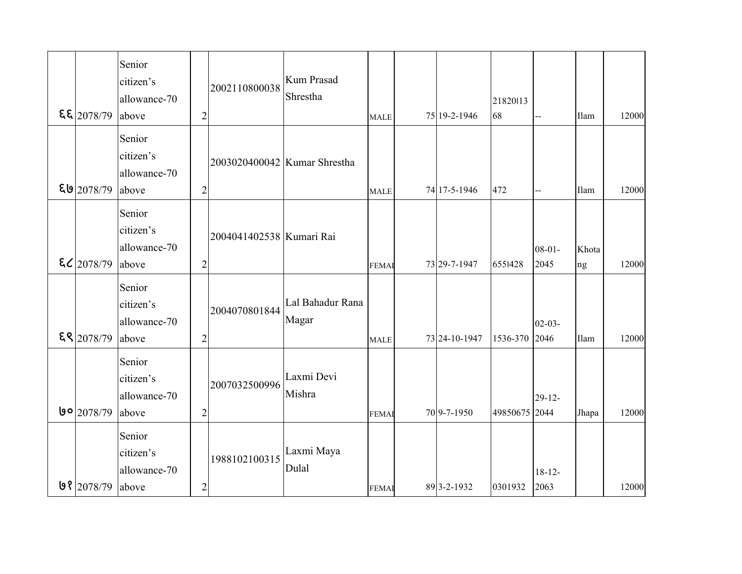| | | | | | | | | | | | | |
|---|---|---|---|---|---|---|---|---|---|---|---|---|
| ६६ | 2078/79 | Senior citizen's allowance-70 above | 2 | 2002110800038 | Kum Prasad Shrestha | MALE | | 75 | 19-2-1946 | 21820l1368 | -- | Ilam | 12000 |
| ६७ | 2078/79 | Senior citizen's allowance-70 above | 2 | 2003020400042 | Kumar Shrestha | MALE | | 74 | 17-5-1946 | 472 | -- | Ilam | 12000 |
| ६८ | 2078/79 | Senior citizen's allowance-70 above | 2 | 2004041402538 | Kumari Rai | FEMAI | | 73 | 29-7-1947 | 655l428 | 08-01-2045 | Khotang | 12000 |
| ६९ | 2078/79 | Senior citizen's allowance-70 above | 2 | 2004070801844 | Lal Bahadur Rana Magar | MALE | | 73 | 24-10-1947 | 1536-370 | 02-03-2046 | Ilam | 12000 |
| ७० | 2078/79 | Senior citizen's allowance-70 above | 2 | 2007032500996 | Laxmi Devi Mishra | FEMAI | | 70 | 9-7-1950 | 49850675 | 29-12-2044 | Jhapa | 12000 |
| ७१ | 2078/79 | Senior citizen's allowance-70 above | 2 | 1988102100315 | Laxmi Maya Dulal | FEMAI | | 89 | 3-2-1932 | 0301932 | 18-12-2063 | | 12000 |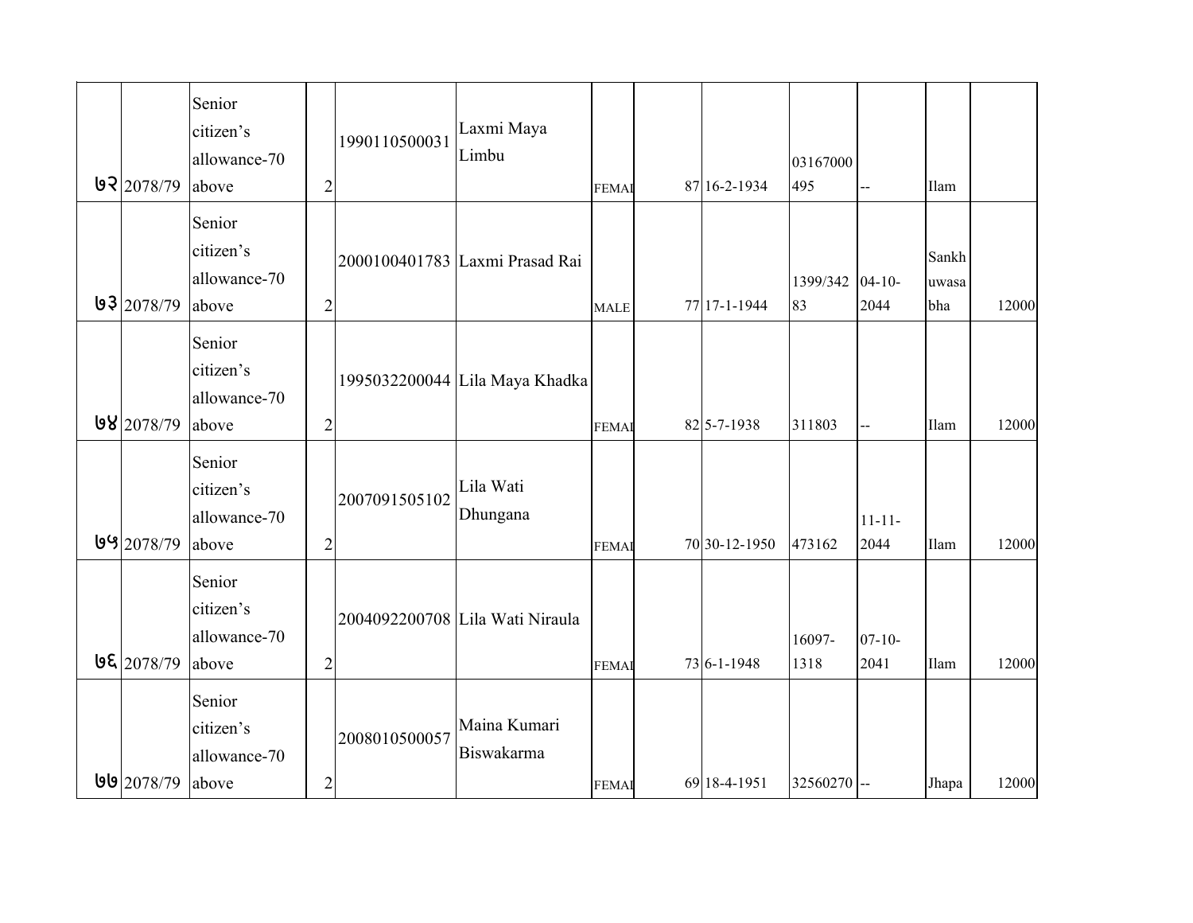| | | | | | | | | | | | | | |
|---|---|---|---|---|---|---|---|---|---|---|---|---|---|
| ७२ | 2078/79 | Senior citizen's allowance-70 above | 2 | 1990110500031 | Laxmi Maya Limbu | FEMAI | | 87 | 16-2-1934 | 03167000 495 | -- | Ilam | |
| ७३ | 2078/79 | Senior citizen's allowance-70 above | 2 | 2000100401783 | Laxmi Prasad Rai | MALE | | 77 | 17-1-1944 | 1399/342 83 | 04-10-2044 | Sankhuwasabha | 12000 |
| ७४ | 2078/79 | Senior citizen's allowance-70 above | 2 | 1995032200044 | Lila Maya Khadka | FEMAI | | 82 | 5-7-1938 | 311803 | -- | Ilam | 12000 |
| ७५ | 2078/79 | Senior citizen's allowance-70 above | 2 | 2007091505102 | Lila Wati Dhungana | FEMAI | | 70 | 30-12-1950 | 473162 | 11-11-2044 | Ilam | 12000 |
| ७६ | 2078/79 | Senior citizen's allowance-70 above | 2 | 2004092200708 | Lila Wati Niraula | FEMAI | | 73 | 6-1-1948 | 16097-1318 | 07-10-2041 | Ilam | 12000 |
| ७७ | 2078/79 | Senior citizen's allowance-70 above | 2 | 2008010500057 | Maina Kumari Biswakarma | FEMAI | | 69 | 18-4-1951 | 32560270 | -- | Jhapa | 12000 |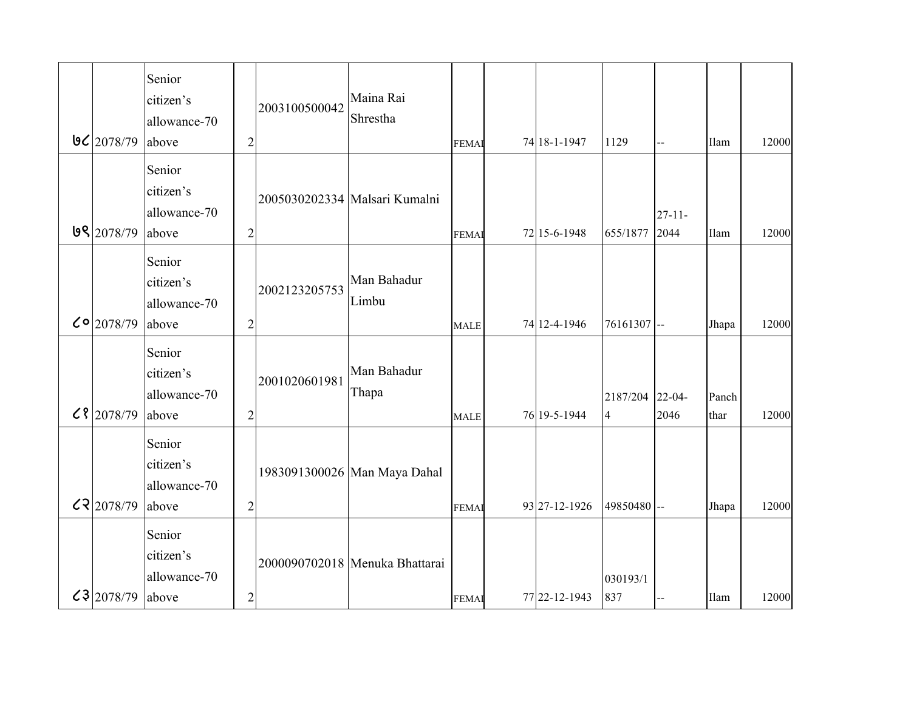| | | | | | | | | | | | | | |
|---|---|---|---|---|---|---|---|---|---|---|---|---|---|
| ७८ | 2078/79 | Senior citizen's allowance-70 above | 2 | 2003100500042 | Maina Rai Shrestha | FEMAI | | 74 | 18-1-1947 | 1129 | -- | Ilam | 12000 |
| ७९ | 2078/79 | Senior citizen's allowance-70 above | 2 | 2005030202334 | Malsari Kumalni | FEMAI | | 72 | 15-6-1948 | 655/1877 | 27-11-2044 | Ilam | 12000 |
| ८० | 2078/79 | Senior citizen's allowance-70 above | 2 | 2002123205753 | Man Bahadur Limbu | MALE | | 74 | 12-4-1946 | 76161307 | -- | Jhapa | 12000 |
| ८१ | 2078/79 | Senior citizen's allowance-70 above | 2 | 2001020601981 | Man Bahadur Thapa | MALE | | 76 | 19-5-1944 | 2187/2044 | 22-04-2046 | Panchthar | 12000 |
| ८२ | 2078/79 | Senior citizen's allowance-70 above | 2 | 1983091300026 | Man Maya Dahal | FEMAI | | 93 | 27-12-1926 | 49850480 | -- | Jhapa | 12000 |
| ८३ | 2078/79 | Senior citizen's allowance-70 above | 2 | 2000090702018 | Menuka Bhattarai | FEMAI | | 77 | 22-12-1943 | 030193/1837 | -- | Ilam | 12000 |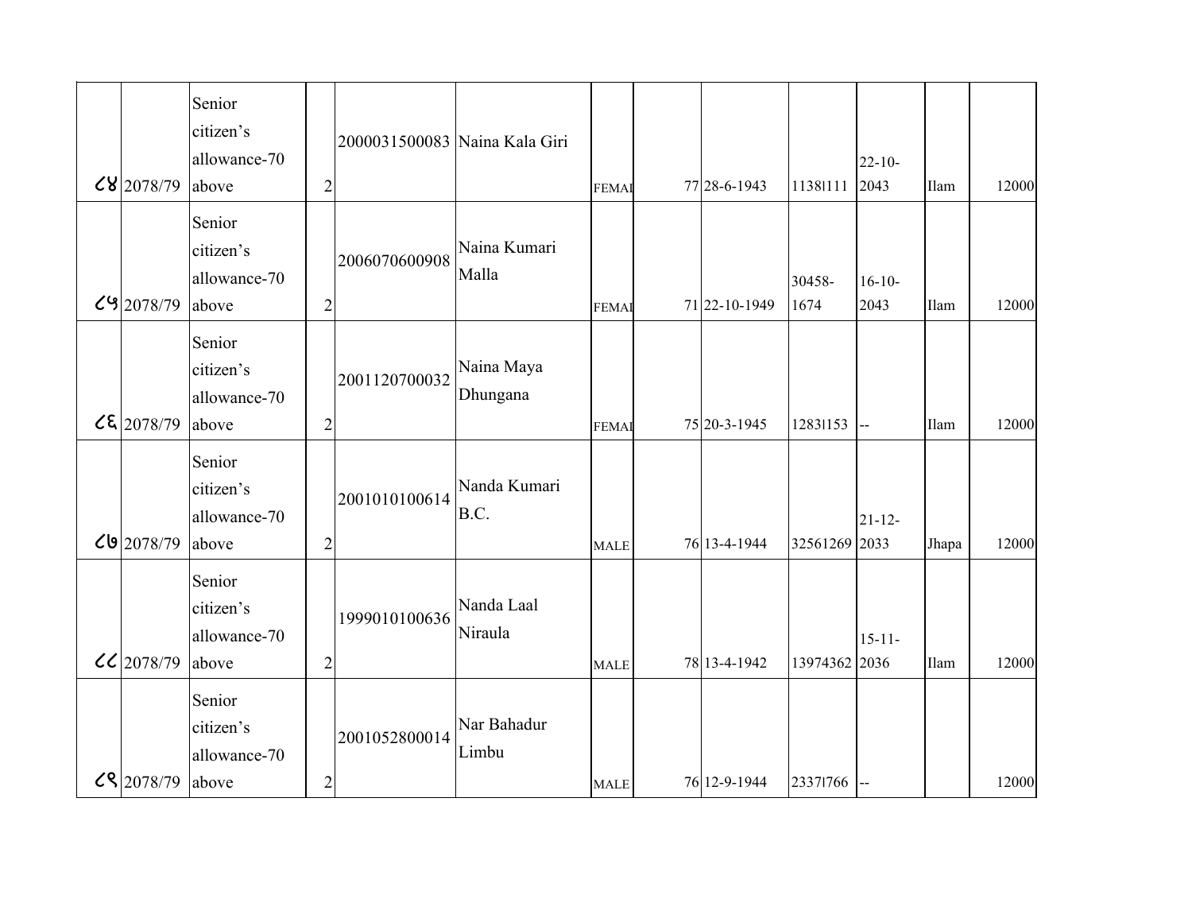| ८४ | 2078/79 | Senior citizen’s allowance-70 above | 2 | 2000031500083 | Naina Kala Giri | FEMAI | 77 | 28-6-1943 | 1138l111 | 22-10-2043 | Ilam | 12000 |
|---|---|---|---|---|---|---|---|---|---|---|---|---|
| ८५ | 2078/79 | Senior citizen’s allowance-70 above | 2 | 2006070600908 | Naina Kumari Malla | FEMAI | 71 | 22-10-1949 | 30458-1674 | 16-10-2043 | Ilam | 12000 |
| ८६ | 2078/79 | Senior citizen’s allowance-70 above | 2 | 2001120700032 | Naina Maya Dhungana | FEMAI | 75 | 20-3-1945 | 1283l153 | -- | Ilam | 12000 |
| ८७ | 2078/79 | Senior citizen’s allowance-70 above | 2 | 2001010100614 | Nanda Kumari B.C. | MALE | 76 | 13-4-1944 | 32561269 | 21-12-2033 | Jhapa | 12000 |
| ८८ | 2078/79 | Senior citizen’s allowance-70 above | 2 | 1999010100636 | Nanda Laal Niraula | MALE | 78 | 13-4-1942 | 13974362 | 15-11-2036 | Ilam | 12000 |
| ८९ | 2078/79 | Senior citizen’s allowance-70 above | 2 | 2001052800014 | Nar Bahadur Limbu | MALE | 76 | 12-9-1944 | 2337l766 | -- | | 12000 |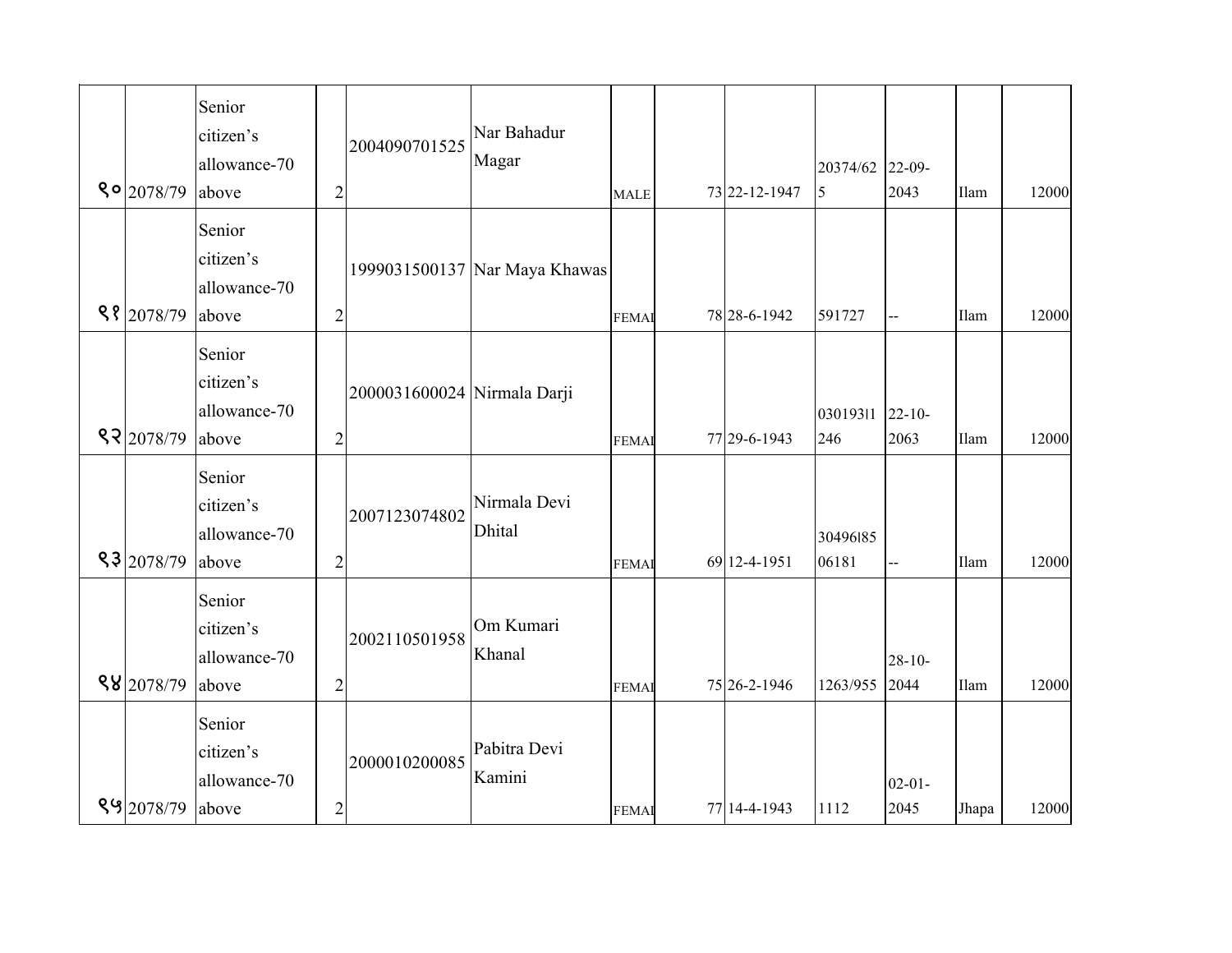| | | | | | | | | | | | | |
|---|---|---|---|---|---|---|---|---|---|---|---|---|
| ९० | 2078/79 | Senior citizen's allowance-70 above | 2 | 2004090701525 | Nar Bahadur Magar | MALE | | 73 | 22-12-1947 | 20374/625 | 22-09-2043 | Ilam | 12000 |
| ९१ | 2078/79 | Senior citizen's allowance-70 above | 2 | 1999031500137 | Nar Maya Khawas | FEMAL | | 78 | 28-6-1942 | 591727 | -- | Ilam | 12000 |
| ९२ | 2078/79 | Senior citizen's allowance-70 above | 2 | 2000031600024 | Nirmala Darji | FEMAL | | 77 | 29-6-1943 | 03019311246 | 22-10-2063 | Ilam | 12000 |
| ९३ | 2078/79 | Senior citizen's allowance-70 above | 2 | 2007123074802 | Nirmala Devi Dhital | FEMAL | | 69 | 12-4-1951 | 3049618506181 | -- | Ilam | 12000 |
| ९४ | 2078/79 | Senior citizen's allowance-70 above | 2 | 2002110501958 | Om Kumari Khanal | FEMAL | | 75 | 26-2-1946 | 1263/955 | 28-10-2044 | Ilam | 12000 |
| ९५ | 2078/79 | Senior citizen's allowance-70 above | 2 | 2000010200085 | Pabitra Devi Kamini | FEMAL | | 77 | 14-4-1943 | 1112 | 02-01-2045 | Jhapa | 12000 |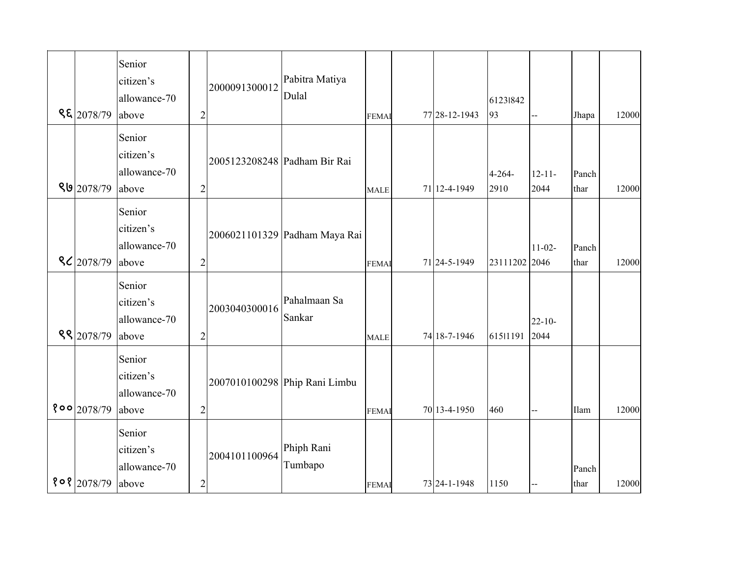| | | | | | | | | | | | | | |
|---|---|---|---|---|---|---|---|---|---|---|---|---|---|
| ९६ | 2078/79 | Senior citizen's allowance-70 above | 2 | 2000091300012 | Pabitra Matiya Dulal | FEMAI | | 77 | 28-12-1943 | 6123I842 93 | -- | Jhapa | 12000 |
| ९७ | 2078/79 | Senior citizen's allowance-70 above | 2 | 2005123208248 | Padham Bir Rai | MALE | | 71 | 12-4-1949 | 4-264-2910 | 12-11-2044 | Panchthar | 12000 |
| ९८ | 2078/79 | Senior citizen's allowance-70 above | 2 | 2006021101329 | Padham Maya Rai | FEMAI | | 71 | 24-5-1949 | 23111202 | 11-02-2046 | Panchthar | 12000 |
| ९९ | 2078/79 | Senior citizen's allowance-70 above | 2 | 2003040300016 | Pahalmaan Sa Sankar | MALE | | 74 | 18-7-1946 | 615I1191 | 22-10-2044 | | |
| १०० | 2078/79 | Senior citizen's allowance-70 above | 2 | 2007010100298 | Phip Rani Limbu | FEMAI | | 70 | 13-4-1950 | 460 | -- | Ilam | 12000 |
| १०१ | 2078/79 | Senior citizen's allowance-70 above | 2 | 2004101100964 | Phiph Rani Tumbapo | FEMAI | | 73 | 24-1-1948 | 1150 | -- | Panchthar | 12000 |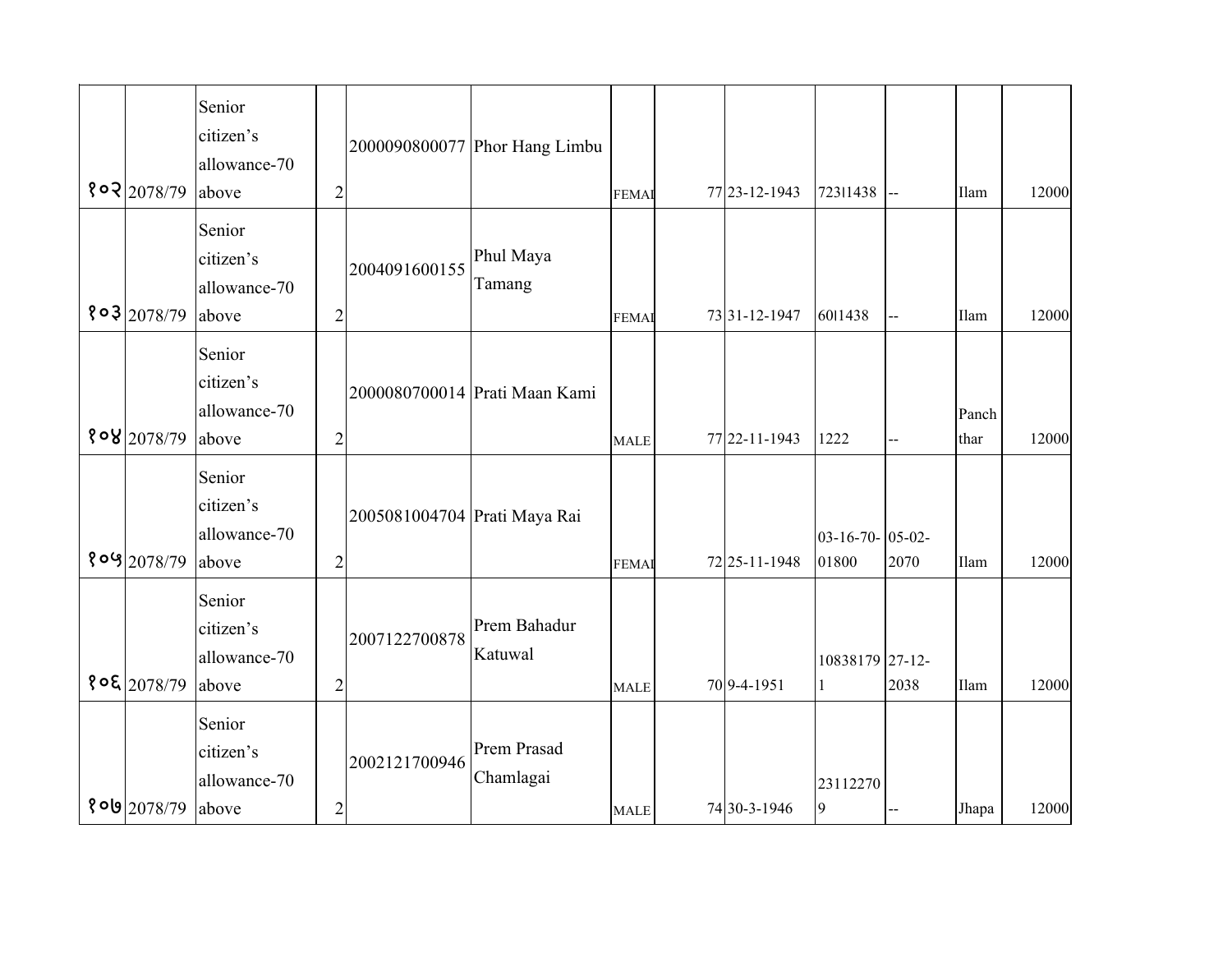| | | | | | | | | | | | | | |
|---|---|---|---|---|---|---|---|---|---|---|---|---|---|
| १०२ | 2078/79 | Senior citizen's allowance-70 above | 2 | 2000090800077 | Phor Hang Limbu | FEMAI | | 77 | 23-12-1943 | 723I1438 | -- | Ilam | 12000 |
| १०३ | 2078/79 | Senior citizen's allowance-70 above | 2 | 2004091600155 | Phul Maya Tamang | FEMAI | | 73 | 31-12-1947 | 60I1438 | -- | Ilam | 12000 |
| १०४ | 2078/79 | Senior citizen's allowance-70 above | 2 | 2000080700014 | Prati Maan Kami | MALE | | 77 | 22-11-1943 | 1222 | -- | Panch thar | 12000 |
| १०५ | 2078/79 | Senior citizen's allowance-70 above | 2 | 2005081004704 | Prati Maya Rai | FEMAI | | 72 | 25-11-1948 | 03-16-70-01800 | 05-02-2070 | Ilam | 12000 |
| १०६ | 2078/79 | Senior citizen's allowance-70 above | 2 | 2007122700878 | Prem Bahadur Katuwal | MALE | | 70 | 9-4-1951 | 108381791 | 27-12-2038 | Ilam | 12000 |
| १०७ | 2078/79 | Senior citizen's allowance-70 above | 2 | 2002121700946 | Prem Prasad Chamlagai | MALE | | 74 | 30-3-1946 | 231122709 | -- | Jhapa | 12000 |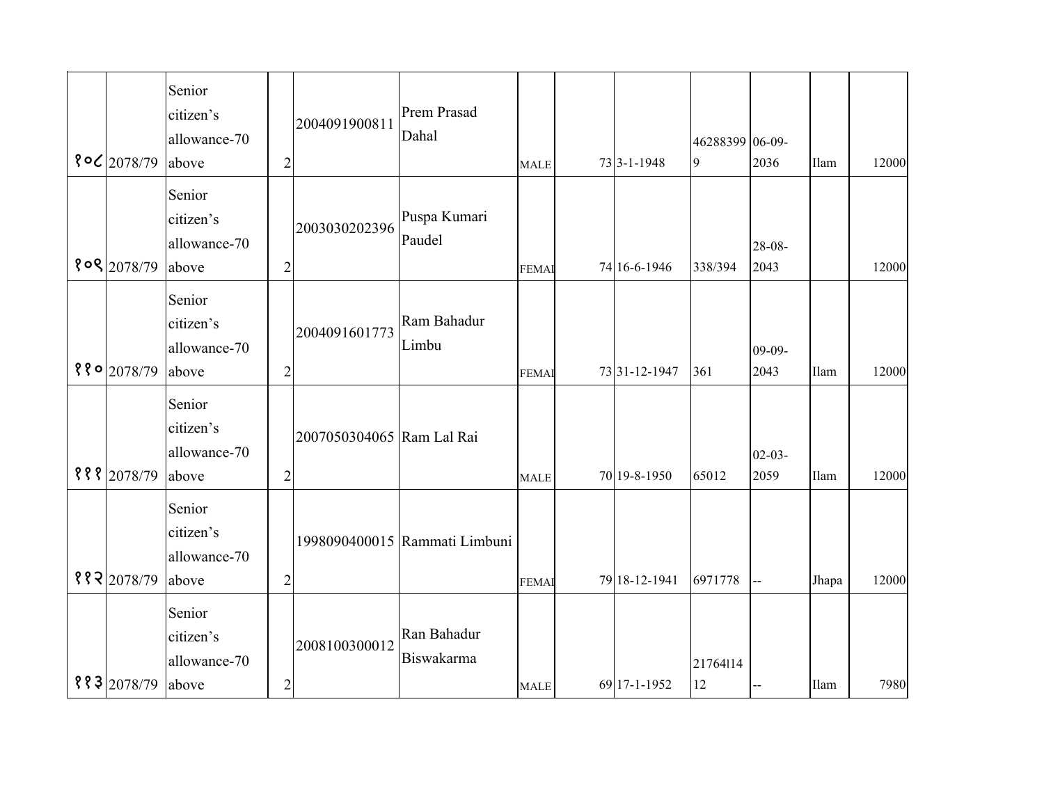| | | | | | | | | | | | | |
|---|---|---|---|---|---|---|---|---|---|---|---|---|
| १०८ | 2078/79 | Senior citizen's allowance-70 above | 2 | 2004091900811 | Prem Prasad Dahal | MALE | 73 | 3-1-1948 | 462883999 | 06-09-2036 | Ilam | 12000 |
| १०९ | 2078/79 | Senior citizen's allowance-70 above | 2 | 2003030202396 | Puspa Kumari Paudel | FEMAI | 74 | 16-6-1946 | 338/394 | 28-08-2043 | | 12000 |
| ११० | 2078/79 | Senior citizen's allowance-70 above | 2 | 2004091601773 | Ram Bahadur Limbu | FEMAI | 73 | 31-12-1947 | 361 | 09-09-2043 | Ilam | 12000 |
| १११ | 2078/79 | Senior citizen's allowance-70 above | 2 | 2007050304065 | Ram Lal Rai | MALE | 70 | 19-8-1950 | 65012 | 02-03-2059 | Ilam | 12000 |
| ११२ | 2078/79 | Senior citizen's allowance-70 above | 2 | 1998090400015 | Rammati Limbuni | FEMAI | 79 | 18-12-1941 | 6971778 | -- | Jhapa | 12000 |
| ११३ | 2078/79 | Senior citizen's allowance-70 above | 2 | 2008100300012 | Ran Bahadur Biswakarma | MALE | 69 | 17-1-1952 | 21764I1412 | -- | Ilam | 7980 |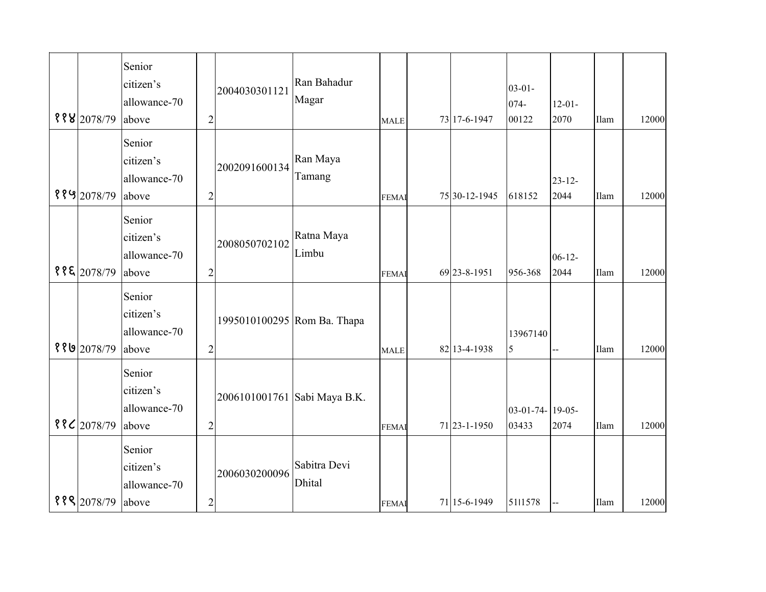| | | | | | | | | | | | | | |
|---|---|---|---|---|---|---|---|---|---|---|---|---|---|
| ११४ | 2078/79 | Senior citizen's allowance-70 above | 2 | 2004030301121 | Ran Bahadur Magar | MALE | | 73 | 17-6-1947 | 03-01-074-00122 | 12-01-2070 | Ilam | 12000 |
| ११५ | 2078/79 | Senior citizen's allowance-70 above | 2 | 2002091600134 | Ran Maya Tamang | FEMAI | | 75 | 30-12-1945 | 618152 | 23-12-2044 | Ilam | 12000 |
| ११६ | 2078/79 | Senior citizen's allowance-70 above | 2 | 2008050702102 | Ratna Maya Limbu | FEMAI | | 69 | 23-8-1951 | 956-368 | 06-12-2044 | Ilam | 12000 |
| ११७ | 2078/79 | Senior citizen's allowance-70 above | 2 | 1995010100295 | Rom Ba. Thapa | MALE | | 82 | 13-4-1938 | 139671405 | -- | Ilam | 12000 |
| ११८ | 2078/79 | Senior citizen's allowance-70 above | 2 | 2006101001761 | Sabi Maya B.K. | FEMAI | | 71 | 23-1-1950 | 03-01-74-03433 | 19-05-2074 | Ilam | 12000 |
| ११९ | 2078/79 | Senior citizen's allowance-70 above | 2 | 2006030200096 | Sabitra Devi Dhital | FEMAI | | 71 | 15-6-1949 | 51l1578 | -- | Ilam | 12000 |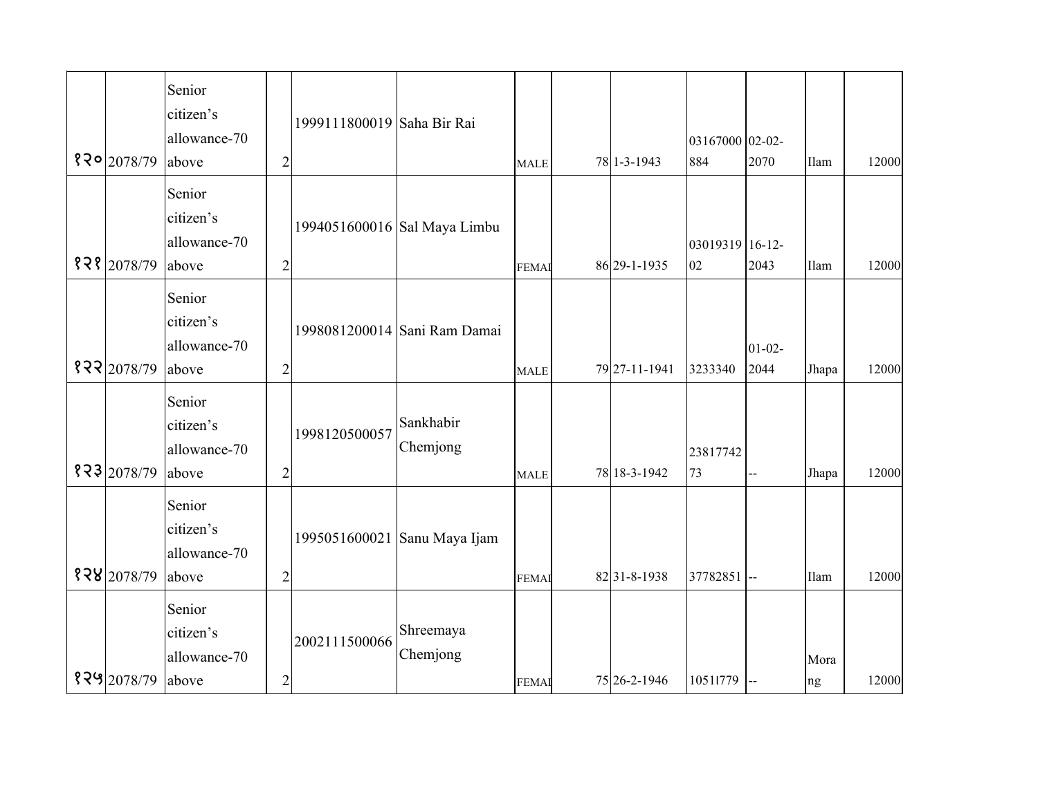| | | | | | | | | | | | | | |
|---|---|---|---|---|---|---|---|---|---|---|---|---|---|
| १२० | 2078/79 | Senior citizen's allowance-70 above | 2 | 1999111800019 | Saha Bir Rai | MALE | | 78 | 1-3-1943 | 03167000884 | 02-02-2070 | Ilam | 12000 |
| १२१ | 2078/79 | Senior citizen's allowance-70 above | 2 | 1994051600016 | Sal Maya Limbu | FEMAI | | 86 | 29-1-1935 | 0301931902 | 16-12-2043 | Ilam | 12000 |
| १२२ | 2078/79 | Senior citizen's allowance-70 above | 2 | 1998081200014 | Sani Ram Damai | MALE | | 79 | 27-11-1941 | 3233340 | 01-02-2044 | Jhapa | 12000 |
| १२३ | 2078/79 | Senior citizen's allowance-70 above | 2 | 1998120500057 | Sankhabir Chemjong | MALE | | 78 | 18-3-1942 | 2381774273 | -- | Jhapa | 12000 |
| १२४ | 2078/79 | Senior citizen's allowance-70 above | 2 | 1995051600021 | Sanu Maya Ijam | FEMAI | | 82 | 31-8-1938 | 37782851 | -- | Ilam | 12000 |
| १२५ | 2078/79 | Senior citizen's allowance-70 above | 2 | 2002111500066 | Shreemaya Chemjong | FEMAI | | 75 | 26-2-1946 | 10511779 | -- | Morang | 12000 |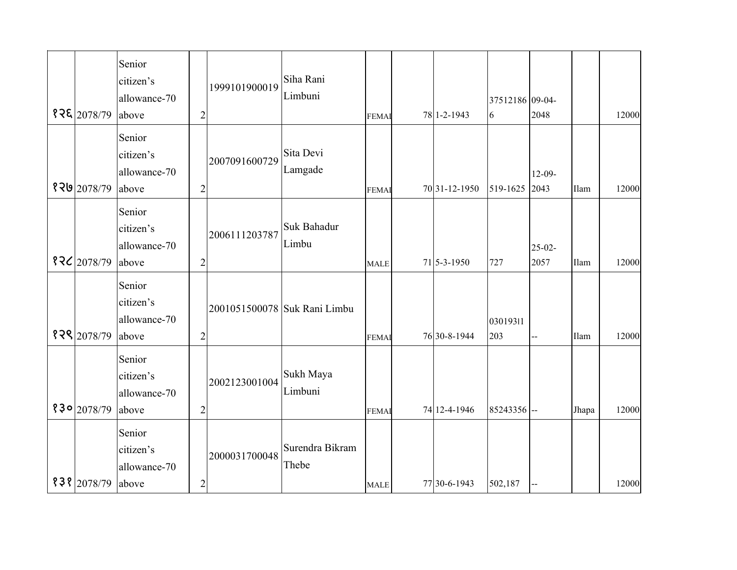| | | | | | | | | | | | | | |
|---|---|---|---|---|---|---|---|---|---|---|---|---|---|
| १२६ | 2078/79 | Senior citizen's allowance-70 above | 2 | 1999101900019 | Siha Rani Limbuni | FEMAL | | 78 | 1-2-1943 | 375121866 | 09-04-2048 | | 12000 |
| १२७ | 2078/79 | Senior citizen's allowance-70 above | 2 | 2007091600729 | Sita Devi Lamgade | FEMAL | | 70 | 31-12-1950 | 519-1625 | 12-09-2043 | Ilam | 12000 |
| १२८ | 2078/79 | Senior citizen's allowance-70 above | 2 | 2006111203787 | Suk Bahadur Limbu | MALE | | 71 | 5-3-1950 | 727 | 25-02-2057 | Ilam | 12000 |
| १२९ | 2078/79 | Senior citizen's allowance-70 above | 2 | 2001051500078 | Suk Rani Limbu | FEMAL | | 76 | 30-8-1944 | 03019311203 | -- | Ilam | 12000 |
| १३० | 2078/79 | Senior citizen's allowance-70 above | 2 | 2002123001004 | Sukh Maya Limbuni | FEMAL | | 74 | 12-4-1946 | 85243356 | -- | Jhapa | 12000 |
| १३१ | 2078/79 | Senior citizen's allowance-70 above | 2 | 2000031700048 | Surendra Bikram Thebe | MALE | | 77 | 30-6-1943 | 502,187 | -- | | 12000 |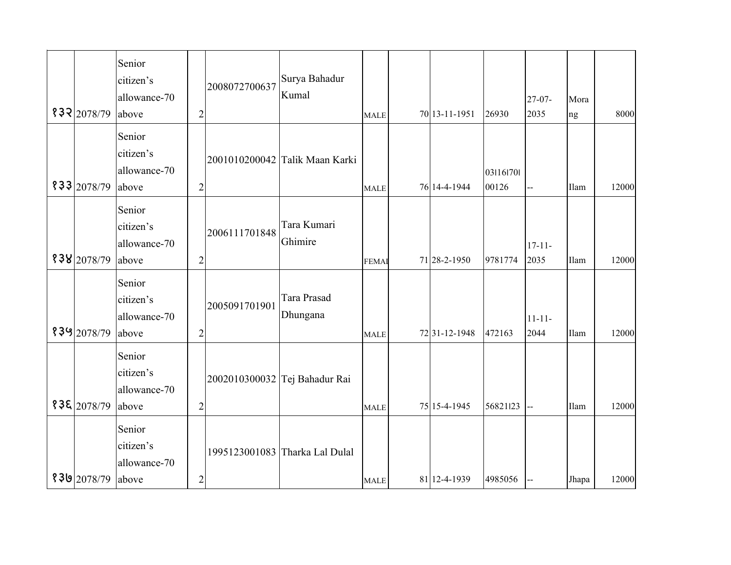| | | | | | | | | | | | | | |
|---|---|---|---|---|---|---|---|---|---|---|---|---|---|
| १३२ | 2078/79 | Senior citizen's allowance-70 above | 2 | 2008072700637 | Surya Bahadur Kumal | MALE | | 70 | 13-11-1951 | 26930 | 27-07-2035 | Morang | 8000 |
| १३३ | 2078/79 | Senior citizen's allowance-70 above | 2 | 2001010200042 | Talik Maan Karki | MALE | | 76 | 14-4-1944 | 03।16।70।00126 | -- | Ilam | 12000 |
| १३४ | 2078/79 | Senior citizen's allowance-70 above | 2 | 2006111701848 | Tara Kumari Ghimire | FEMAI | | 71 | 28-2-1950 | 9781774 | 17-11-2035 | Ilam | 12000 |
| १३५ | 2078/79 | Senior citizen's allowance-70 above | 2 | 2005091701901 | Tara Prasad Dhungana | MALE | | 72 | 31-12-1948 | 472163 | 11-11-2044 | Ilam | 12000 |
| १३६ | 2078/79 | Senior citizen's allowance-70 above | 2 | 2002010300032 | Tej Bahadur Rai | MALE | | 75 | 15-4-1945 | 56821।23 | -- | Ilam | 12000 |
| १३७ | 2078/79 | Senior citizen's allowance-70 above | 2 | 1995123001083 | Tharka Lal Dulal | MALE | | 81 | 12-4-1939 | 4985056 | -- | Jhapa | 12000 |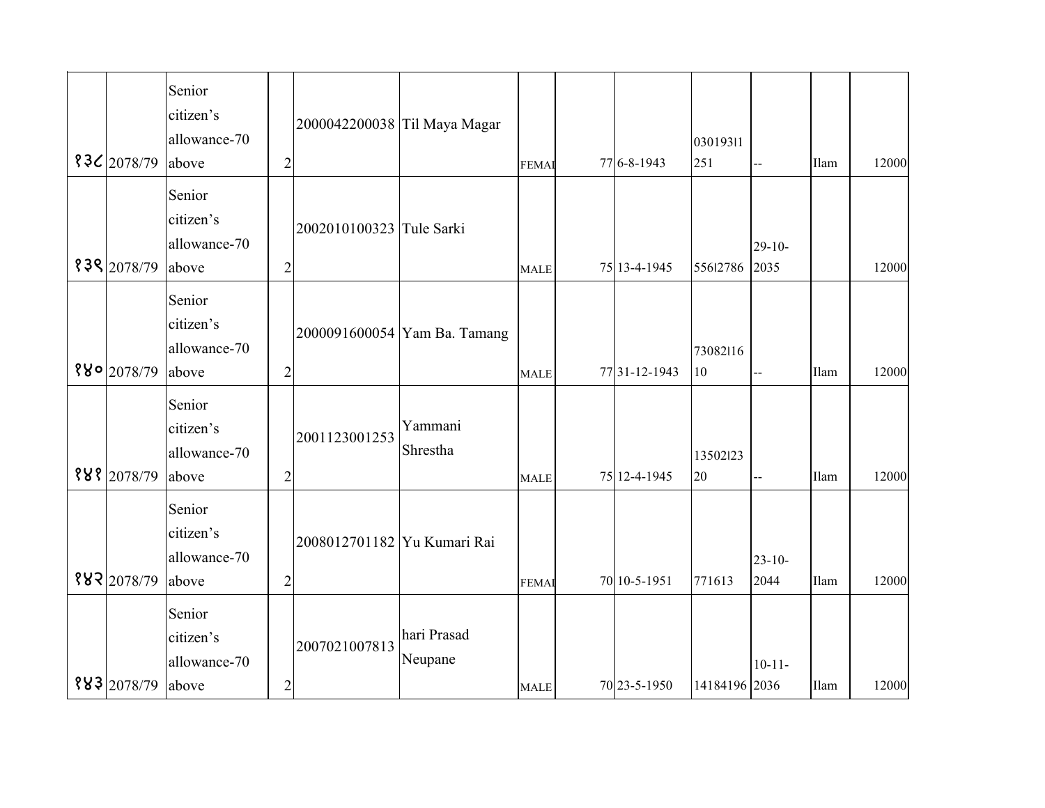| | | | | | | | | | | | | | |
|---|---|---|---|---|---|---|---|---|---|---|---|---|---|
| १३८ | 2078/79 | Senior citizen's allowance-70 above | 2 | 2000042200038 | Til Maya Magar | FEMAL | | 77 | 6-8-1943 | 03019311251 | -- | Ilam | 12000 |
| १३९ | 2078/79 | Senior citizen's allowance-70 above | 2 | 2002010100323 | Tule Sarki | MALE | | 75 | 13-4-1945 | 55612786 | 29-10-2035 | | 12000 |
| १४० | 2078/79 | Senior citizen's allowance-70 above | 2 | 2000091600054 | Yam Ba. Tamang | MALE | | 77 | 31-12-1943 | 7308211610 | -- | Ilam | 12000 |
| १४१ | 2078/79 | Senior citizen's allowance-70 above | 2 | 2001123001253 | Yammani Shrestha | MALE | | 75 | 12-4-1945 | 1350212320 | -- | Ilam | 12000 |
| १४२ | 2078/79 | Senior citizen's allowance-70 above | 2 | 2008012701182 | Yu Kumari Rai | FEMAL | | 70 | 10-5-1951 | 771613 | 23-10-2044 | Ilam | 12000 |
| १४३ | 2078/79 | Senior citizen's allowance-70 above | 2 | 2007021007813 | hari Prasad Neupane | MALE | | 70 | 23-5-1950 | 14184196 | 10-11-2036 | Ilam | 12000 |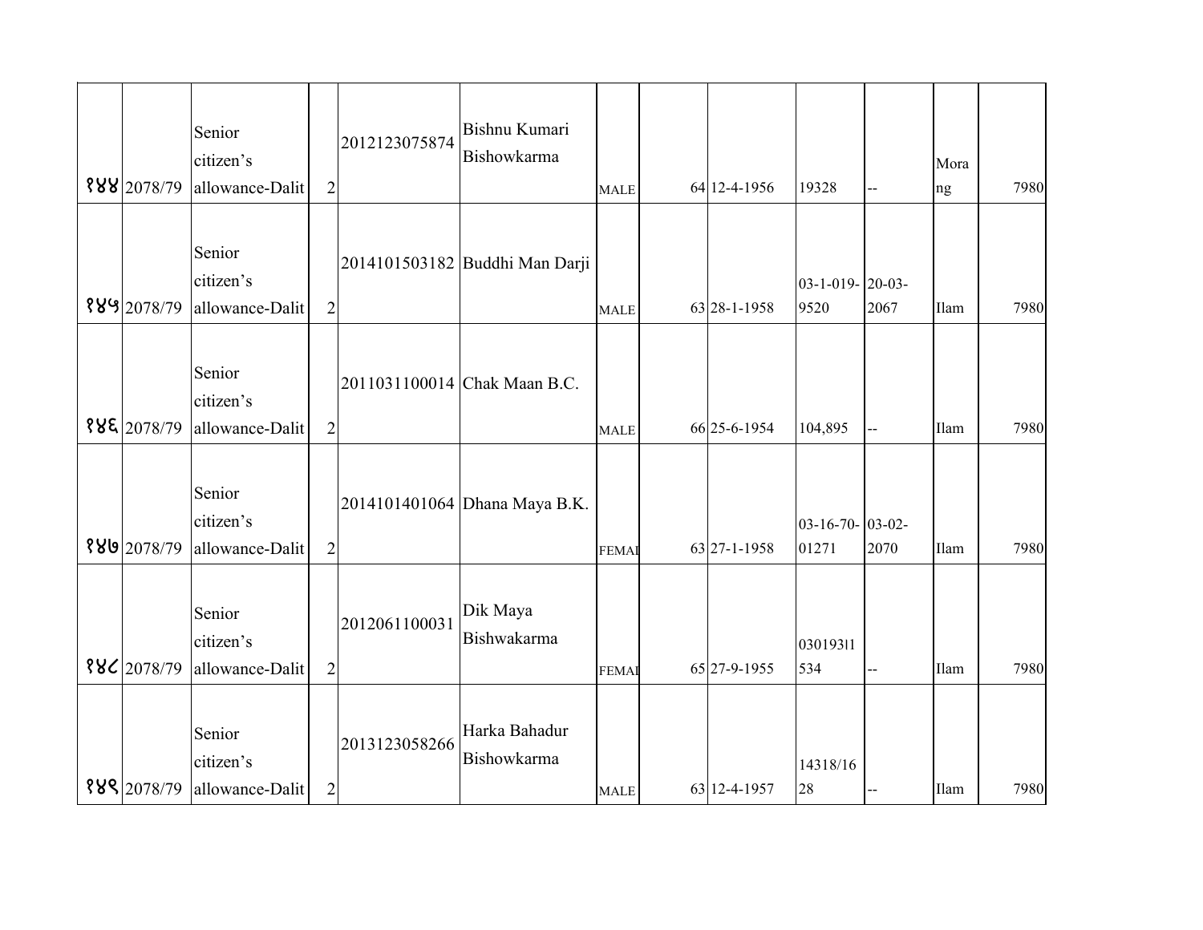| | | | | | | | | | | | | | |
|---|---|---|---|---|---|---|---|---|---|---|---|---|---|
| १४४ | 2078/79 | Senior citizen's allowance-Dalit | 2 | 2012123075874 | Bishnu Kumari Bishowkarma | MALE | | 64 | 12-4-1956 | 19328 | -- | Morang | 7980 |
| १४५ | 2078/79 | Senior citizen's allowance-Dalit | 2 | 2014101503182 | Buddhi Man Darji | MALE | | 63 | 28-1-1958 | 03-1-019-9520 | 20-03-2067 | Ilam | 7980 |
| १४६ | 2078/79 | Senior citizen's allowance-Dalit | 2 | 2011031100014 | Chak Maan B.C. | MALE | | 66 | 25-6-1954 | 104,895 | -- | Ilam | 7980 |
| १४७ | 2078/79 | Senior citizen's allowance-Dalit | 2 | 2014101401064 | Dhana Maya B.K. | FEMAL | | 63 | 27-1-1958 | 03-16-70-01271 | 03-02-2070 | Ilam | 7980 |
| १४८ | 2078/79 | Senior citizen's allowance-Dalit | 2 | 2012061100031 | Dik Maya Bishwakarma | FEMAL | | 65 | 27-9-1955 | 03019311534 | -- | Ilam | 7980 |
| १४९ | 2078/79 | Senior citizen's allowance-Dalit | 2 | 2013123058266 | Harka Bahadur Bishowkarma | MALE | | 63 | 12-4-1957 | 14318/1628 | -- | Ilam | 7980 |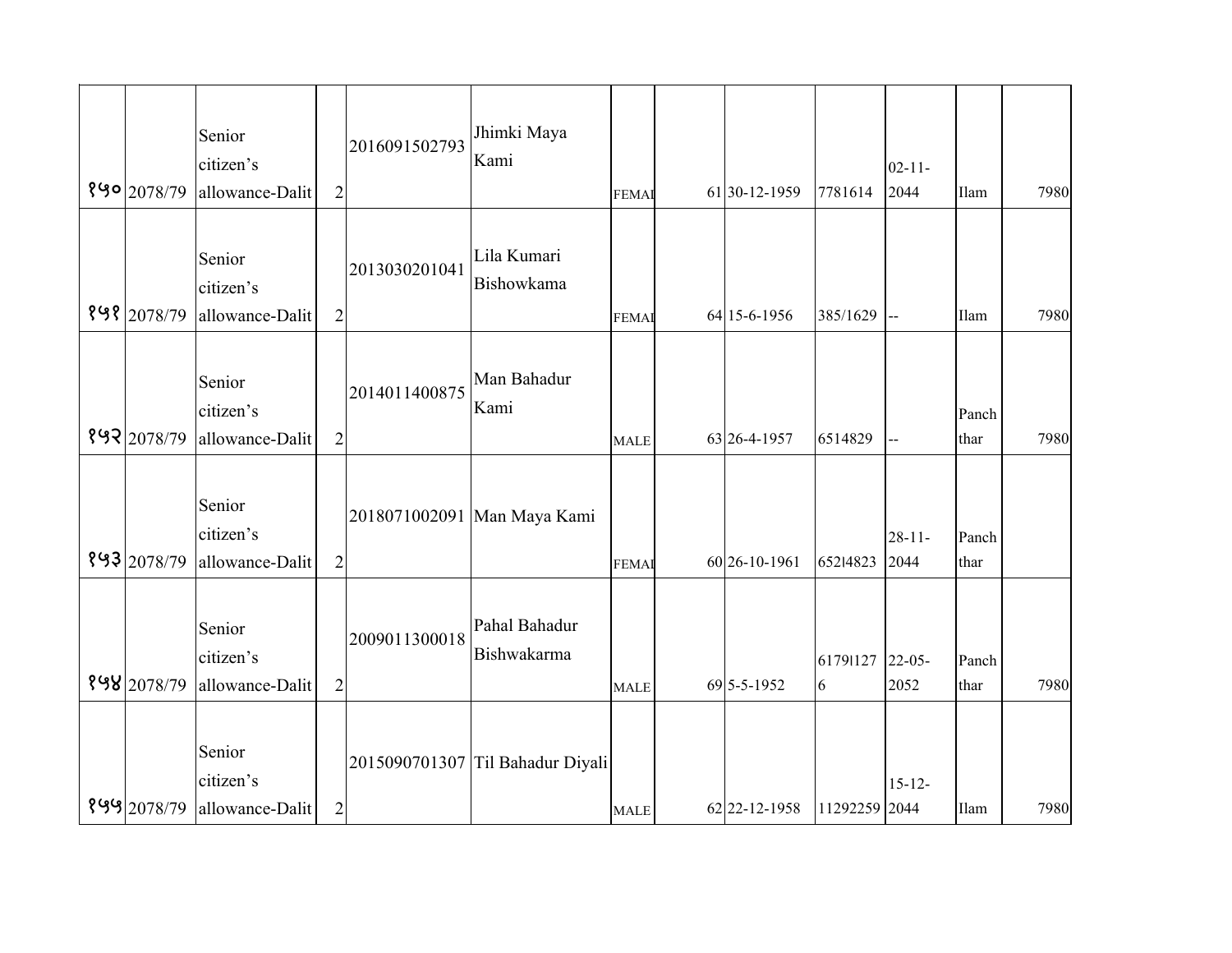| | | | | | | | | | | | | | |
|---|---|---|---|---|---|---|---|---|---|---|---|---|---|
| १५० | 2078/79 | Senior citizen's allowance-Dalit | 2 | 2016091502793 | Jhimki Maya Kami | FEMAL | | 61 | 30-12-1959 | 7781614 | 02-11-2044 | Ilam | 7980 |
| १५१ | 2078/79 | Senior citizen's allowance-Dalit | 2 | 2013030201041 | Lila Kumari Bishowkama | FEMAL | | 64 | 15-6-1956 | 385/1629 | -- | Ilam | 7980 |
| १५२ | 2078/79 | Senior citizen's allowance-Dalit | 2 | 2014011400875 | Man Bahadur Kami | MALE | | 63 | 26-4-1957 | 6514829 | -- | Panchthar | 7980 |
| १५३ | 2078/79 | Senior citizen's allowance-Dalit | 2 | 2018071002091 | Man Maya Kami | FEMAL | | 60 | 26-10-1961 | 652l4823 | 28-11-2044 | Panchthar | |
| १५४ | 2078/79 | Senior citizen's allowance-Dalit | 2 | 2009011300018 | Pahal Bahadur Bishwakarma | MALE | | 69 | 5-5-1952 | 6179l1276 | 22-05-2052 | Panchthar | 7980 |
| १५५ | 2078/79 | Senior citizen's allowance-Dalit | 2 | 2015090701307 | Til Bahadur Diyali | MALE | | 62 | 22-12-1958 | 11292259 | 15-12-2044 | Ilam | 7980 |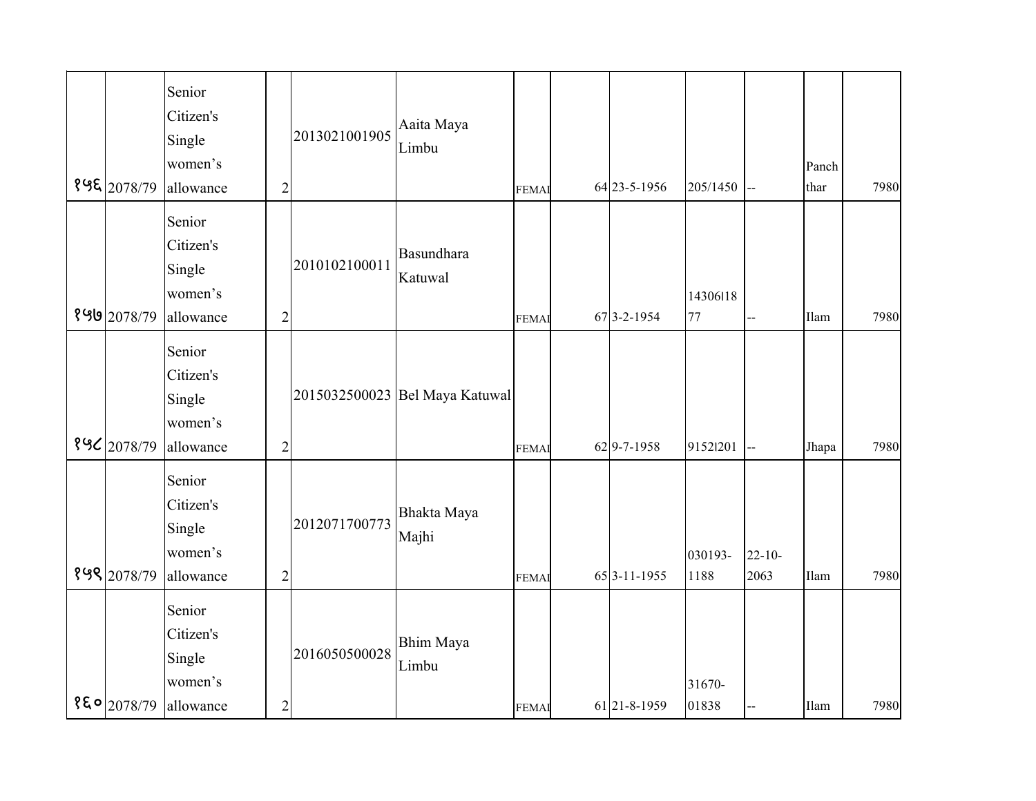| | | | | | | | | | | | | |
|---|---|---|---|---|---|---|---|---|---|---|---|---|
| १५६ | 2078/79 | Senior Citizen's Single women's allowance | 2 | 2013021001905 | Aaita Maya Limbu | FEMAI | | 64 | 23-5-1956 | 205/1450 | -- | Panch thar | 7980 |
| १५७ | 2078/79 | Senior Citizen's Single women's allowance | 2 | 2010102100011 | Basundhara Katuwal | FEMAI | | 67 | 3-2-1954 | 14306l18 77 | -- | Ilam | 7980 |
| १५८ | 2078/79 | Senior Citizen's Single women's allowance | 2 | 2015032500023 | Bel Maya Katuwal | FEMAI | | 62 | 9-7-1958 | 9152l201 | -- | Jhapa | 7980 |
| १५९ | 2078/79 | Senior Citizen's Single women's allowance | 2 | 2012071700773 | Bhakta Maya Majhi | FEMAI | | 65 | 3-11-1955 | 030193-1188 | 22-10-2063 | Ilam | 7980 |
| १६० | 2078/79 | Senior Citizen's Single women's allowance | 2 | 2016050500028 | Bhim Maya Limbu | FEMAI | | 61 | 21-8-1959 | 31670-01838 | -- | Ilam | 7980 |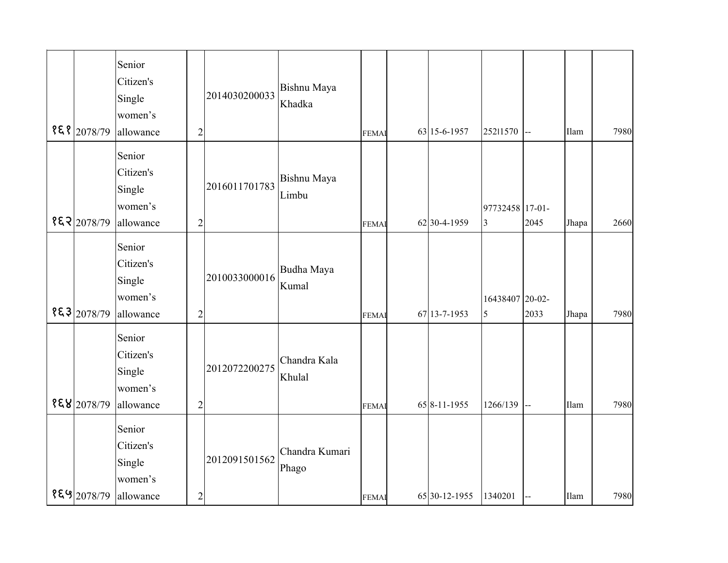| | | | | | | | | | | | | | |
|---|---|---|---|---|---|---|---|---|---|---|---|---|---|
| १६१ | 2078/79 | Senior Citizen's Single women’s allowance | 2 | 2014030200033 | Bishnu Maya Khadka | FEMAI | | 63 | 15-6-1957 | 252l1570 | -- | Ilam | 7980 |
| १६२ | 2078/79 | Senior Citizen's Single women’s allowance | 2 | 2016011701783 | Bishnu Maya Limbu | FEMAI | | 62 | 30-4-1959 | 977324583 | 17-01-2045 | Jhapa | 2660 |
| १६३ | 2078/79 | Senior Citizen's Single women’s allowance | 2 | 2010033000016 | Budha Maya Kumal | FEMAI | | 67 | 13-7-1953 | 164384075 | 20-02-2033 | Jhapa | 7980 |
| १६४ | 2078/79 | Senior Citizen's Single women’s allowance | 2 | 2012072200275 | Chandra Kala Khulal | FEMAI | | 65 | 8-11-1955 | 1266/139 | -- | Ilam | 7980 |
| १६५ | 2078/79 | Senior Citizen's Single women’s allowance | 2 | 2012091501562 | Chandra Kumari Phago | FEMAI | | 65 | 30-12-1955 | 1340201 | -- | Ilam | 7980 |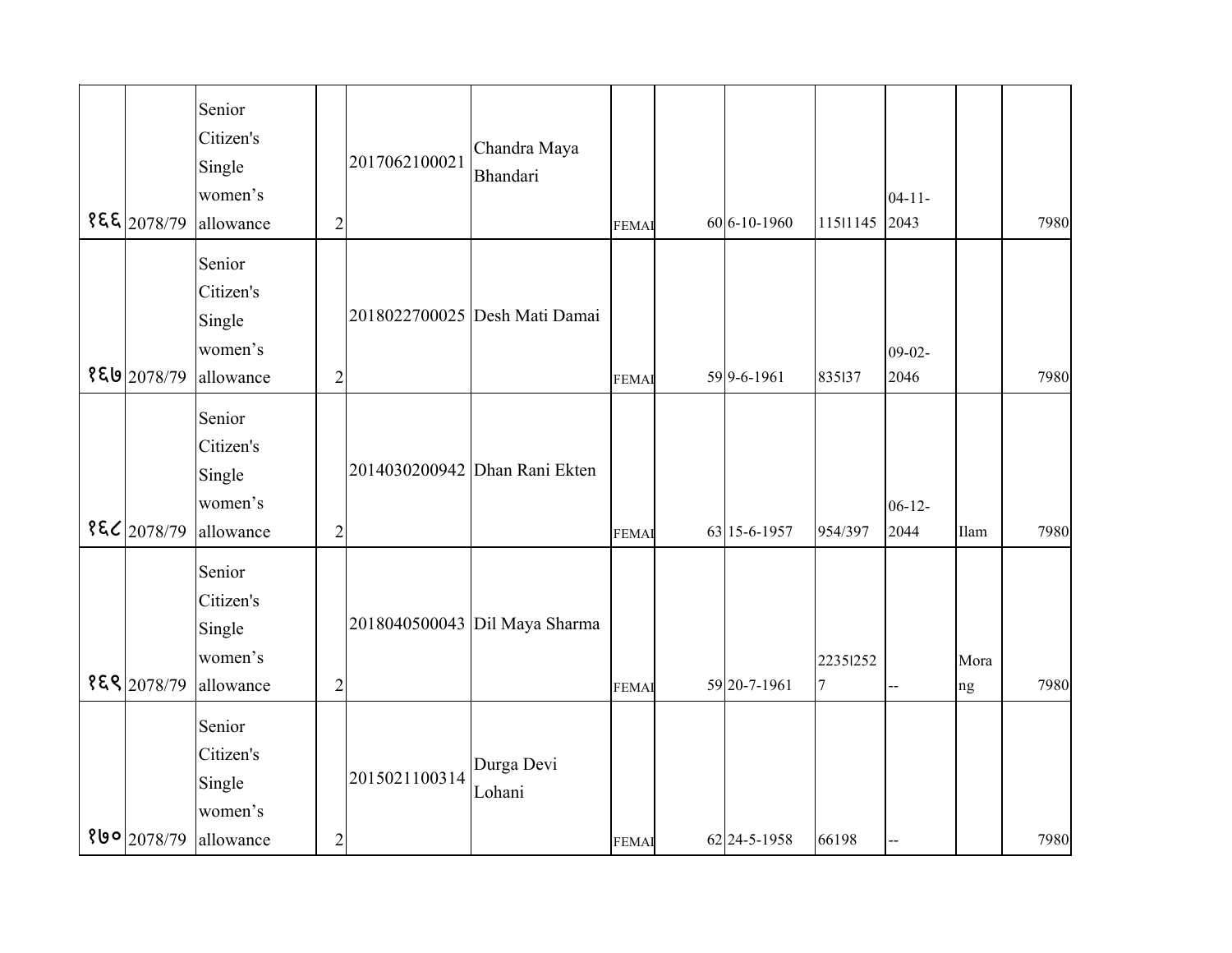| | | | | | | | | | | | | | |
|---|---|---|---|---|---|---|---|---|---|---|---|---|---|
| १६६ | 2078/79 | Senior Citizen's Single women’s allowance | 2 | 2017062100021 | Chandra Maya Bhandari | FEMAI | | 60 | 6-10-1960 | 115l1145 | 04-11-2043 | | 7980 |
| १६७ | 2078/79 | Senior Citizen's Single women’s allowance | 2 | 2018022700025 | Desh Mati Damai | FEMAI | | 59 | 9-6-1961 | 835l37 | 09-02-2046 | | 7980 |
| १६८ | 2078/79 | Senior Citizen's Single women’s allowance | 2 | 2014030200942 | Dhan Rani Ekten | FEMAI | | 63 | 15-6-1957 | 954/397 | 06-12-2044 | Ilam | 7980 |
| १६९ | 2078/79 | Senior Citizen's Single women’s allowance | 2 | 2018040500043 | Dil Maya Sharma | FEMAI | | 59 | 20-7-1961 | 2235l2527 | -- | Morang | 7980 |
| १७० | 2078/79 | Senior Citizen's Single women’s allowance | 2 | 2015021100314 | Durga Devi Lohani | FEMAI | | 62 | 24-5-1958 | 66198 | -- | | 7980 |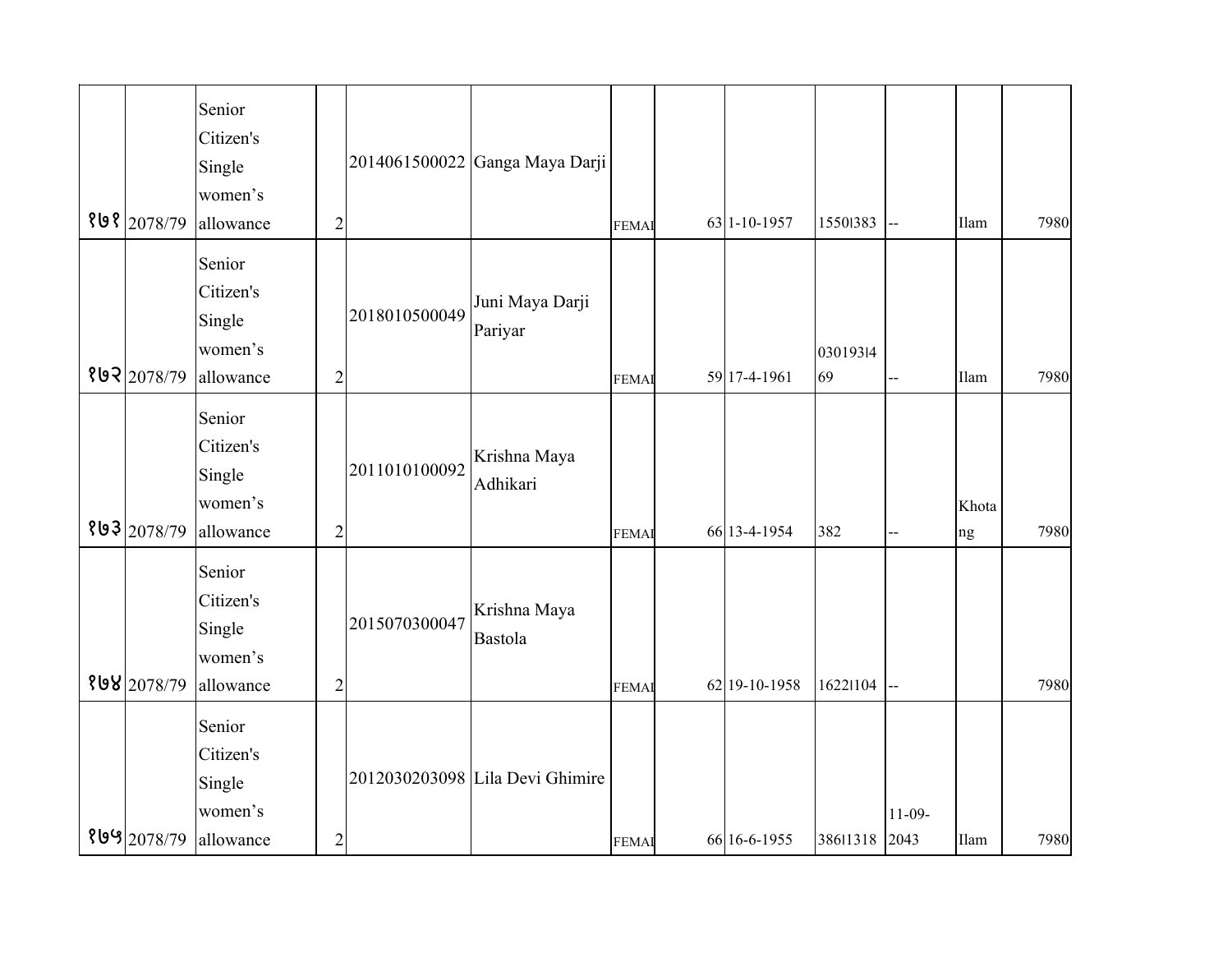| | | | | | | | | | | | | | |
|---|---|---|---|---|---|---|---|---|---|---|---|---|---|
| १७१ | 2078/79 | Senior Citizen's Single women’s allowance | 2 | 2014061500022 | Ganga Maya Darji | FEMAI | | 63 | 1-10-1957 | 1550\|383 | -- | Ilam | 7980 |
| १७२ | 2078/79 | Senior Citizen's Single women’s allowance | 2 | 2018010500049 | Juni Maya Darji Pariyar | FEMAI | | 59 | 17-4-1961 | 030193\|469 | -- | Ilam | 7980 |
| १७३ | 2078/79 | Senior Citizen's Single women’s allowance | 2 | 2011010100092 | Krishna Maya Adhikari | FEMAI | | 66 | 13-4-1954 | 382 | -- | Khotang | 7980 |
| १७४ | 2078/79 | Senior Citizen's Single women’s allowance | 2 | 2015070300047 | Krishna Maya Bastola | FEMAI | | 62 | 19-10-1958 | 1622\|104 | -- | | 7980 |
| १७५ | 2078/79 | Senior Citizen's Single women’s allowance | 2 | 2012030203098 | Lila Devi Ghimire | FEMAI | | 66 | 16-6-1955 | 386\|1318 | 11-09-2043 | Ilam | 7980 |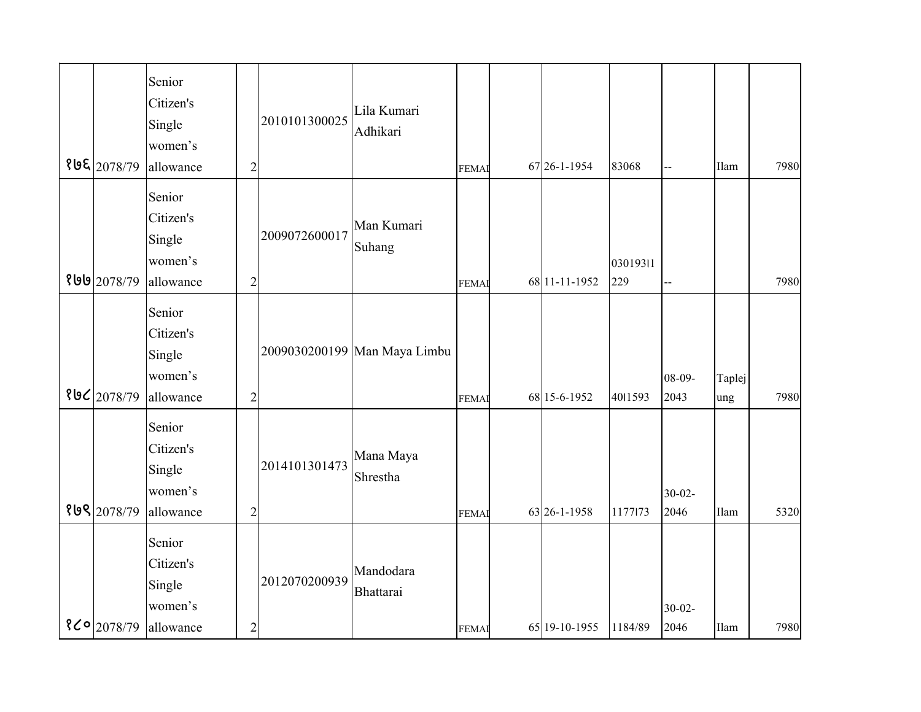| | | | | | | | | | | | | | |
|---|---|---|---|---|---|---|---|---|---|---|---|---|---|
| १७६ | 2078/79 | Senior Citizen's Single women's allowance | 2 | 2010101300025 | Lila Kumari Adhikari | FEMAI | | 67 | 26-1-1954 | 83068 | -- | Ilam | 7980 |
| १७७ | 2078/79 | Senior Citizen's Single women's allowance | 2 | 2009072600017 | Man Kumari Suhang | FEMAI | | 68 | 11-11-1952 | 03019311 229 | -- | | 7980 |
| १७८ | 2078/79 | Senior Citizen's Single women's allowance | 2 | 2009030200199 | Man Maya Limbu | FEMAI | | 68 | 15-6-1952 | 40l1593 | 08-09-2043 | Taplejung | 7980 |
| १७९ | 2078/79 | Senior Citizen's Single women's allowance | 2 | 2014101301473 | Mana Maya Shrestha | FEMAI | | 63 | 26-1-1958 | 1177l73 | 30-02-2046 | Ilam | 5320 |
| १८० | 2078/79 | Senior Citizen's Single women's allowance | 2 | 2012070200939 | Mandodara Bhattarai | FEMAI | | 65 | 19-10-1955 | 1184/89 | 30-02-2046 | Ilam | 7980 |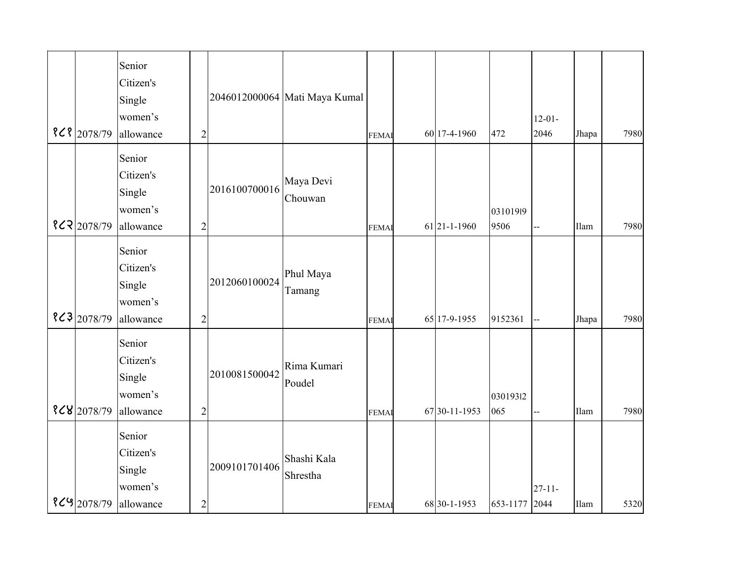| | | | | | | | | | | | | | |
|---|---|---|---|---|---|---|---|---|---|---|---|---|---|
| १८१ | 2078/79 | Senior Citizen's Single women’s allowance | 2 | 2046012000064 | Mati Maya Kumal | FEMAI | | 60 | 17-4-1960 | 472 | 12-01-2046 | Jhapa | 7980 |
| १८२ | 2078/79 | Senior Citizen's Single women’s allowance | 2 | 2016100700016 | Maya Devi Chouwan | FEMAI | | 61 | 21-1-1960 | 03101919 9506 | -- | Ilam | 7980 |
| १८३ | 2078/79 | Senior Citizen's Single women’s allowance | 2 | 2012060100024 | Phul Maya Tamang | FEMAI | | 65 | 17-9-1955 | 9152361 | -- | Jhapa | 7980 |
| १८४ | 2078/79 | Senior Citizen's Single women’s allowance | 2 | 2010081500042 | Rima Kumari Poudel | FEMAI | | 67 | 30-11-1953 | 03019312 065 | -- | Ilam | 7980 |
| १८५ | 2078/79 | Senior Citizen's Single women’s allowance | 2 | 2009101701406 | Shashi Kala Shrestha | FEMAI | | 68 | 30-1-1953 | 653-1177 | 27-11-2044 | Ilam | 5320 |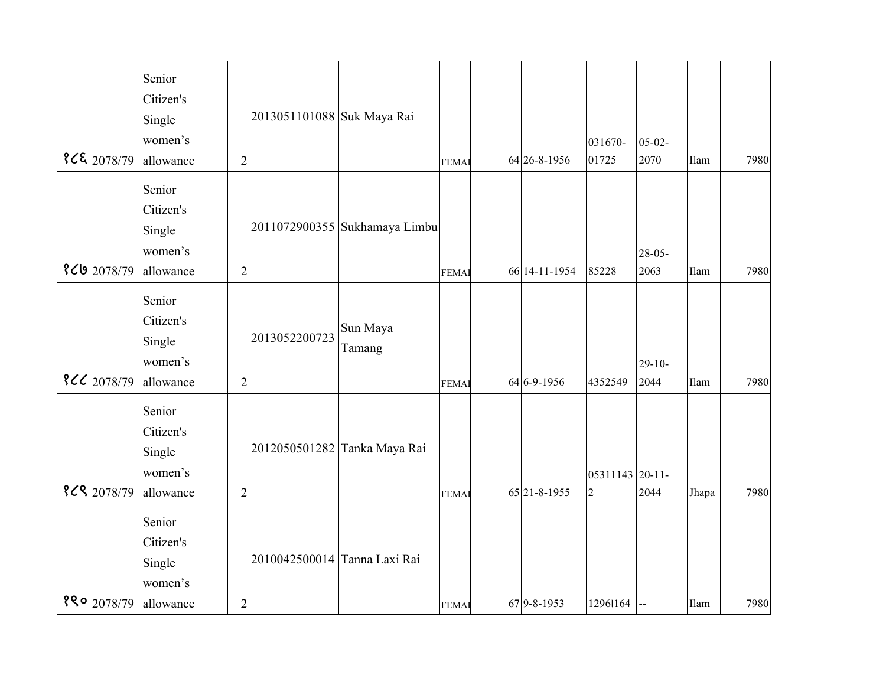|  |  |  |  |  |  |  |  |  |  |  |  |  |
|---|---|---|---|---|---|---|---|---|---|---|---|---|
| १८६ | 2078/79 | Senior Citizen's Single women's allowance | 2 | 2013051101088 | Suk Maya Rai | FEMAI |  | 64 | 26-8-1956 | 031670-01725 | 05-02-2070 | Ilam | 7980 |
| १८७ | 2078/79 | Senior Citizen's Single women's allowance | 2 | 2011072900355 | Sukhamaya Limbu | FEMAI |  | 66 | 14-11-1954 | 85228 | 28-05-2063 | Ilam | 7980 |
| १८८ | 2078/79 | Senior Citizen's Single women's allowance | 2 | 2013052200723 | Sun Maya Tamang | FEMAI |  | 64 | 6-9-1956 | 4352549 | 29-10-2044 | Ilam | 7980 |
| १८९ | 2078/79 | Senior Citizen's Single women's allowance | 2 | 2012050501282 | Tanka Maya Rai | FEMAI |  | 65 | 21-8-1955 | 053111432 | 20-11-2044 | Jhapa | 7980 |
| १९० | 2078/79 | Senior Citizen's Single women's allowance | 2 | 2010042500014 | Tanna Laxi Rai | FEMAI |  | 67 | 9-8-1953 | 1296l164 | -- | Ilam | 7980 |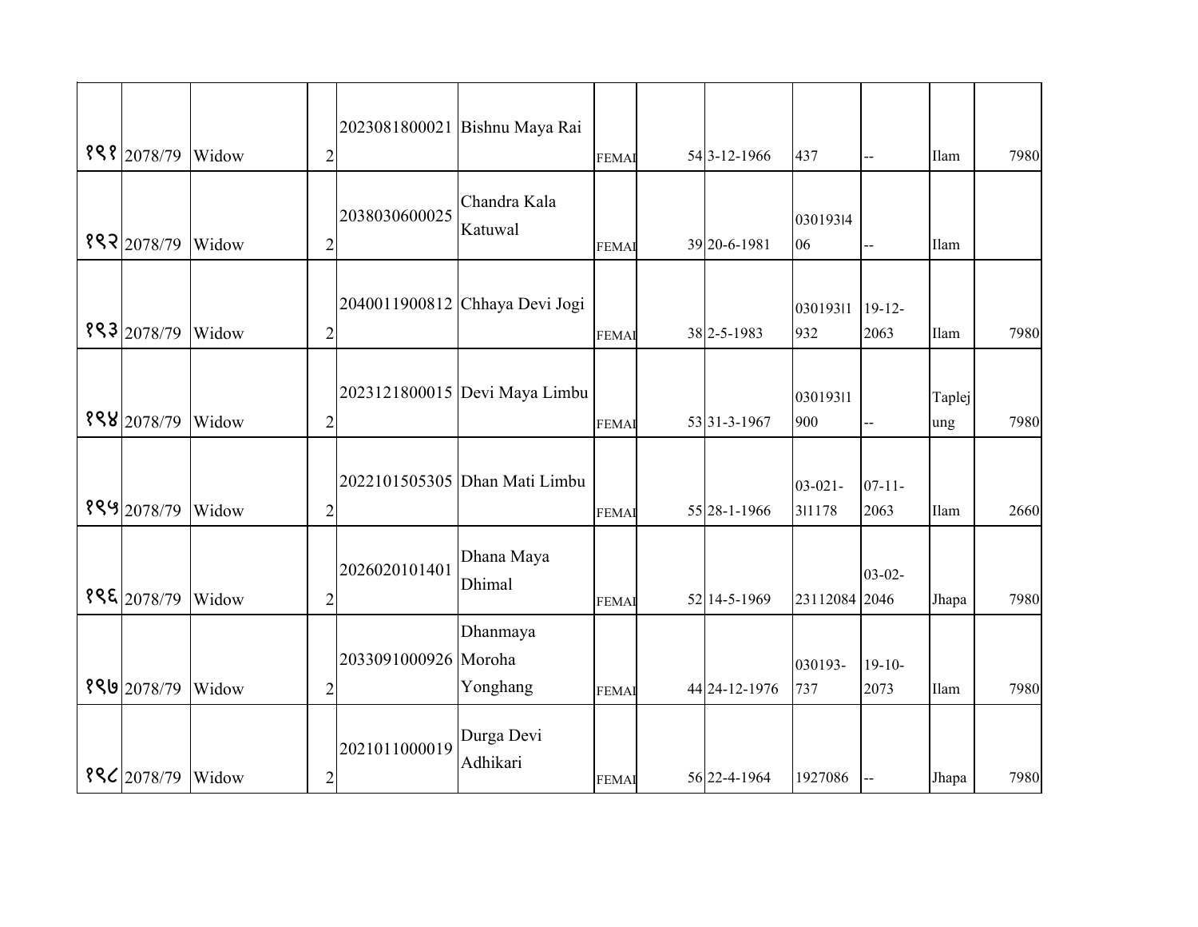| | | | | | | | | | | | | |
|---|---|---|---|---|---|---|---|---|---|---|---|---|
| १९१ | 2078/79 | Widow | 2 | 2023081800021 | Bishnu Maya Rai | FEMAI | | 54 | 3-12-1966 | 437 | -- | Ilam | 7980 |
| १९२ | 2078/79 | Widow | 2 | 2038030600025 | Chandra Kala Katuwal | FEMAI | | 39 | 20-6-1981 | 03019314 06 | -- | Ilam | |
| १९३ | 2078/79 | Widow | 2 | 2040011900812 | Chhaya Devi Jogi | FEMAI | | 38 | 2-5-1983 | 03019311 932 | 19-12-2063 | Ilam | 7980 |
| १९४ | 2078/79 | Widow | 2 | 2023121800015 | Devi Maya Limbu | FEMAI | | 53 | 31-3-1967 | 03019311 900 | -- | Taplejung | 7980 |
| १९५ | 2078/79 | Widow | 2 | 2022101505305 | Dhan Mati Limbu | FEMAI | | 55 | 28-1-1966 | 03-021-311178 | 07-11-2063 | Ilam | 2660 |
| १९६ | 2078/79 | Widow | 2 | 2026020101401 | Dhana Maya Dhimal | FEMAI | | 52 | 14-5-1969 | 23112084 | 03-02-2046 | Jhapa | 7980 |
| १९७ | 2078/79 | Widow | 2 | 2033091000926 | Dhanmaya Moroha Yonghang | FEMAI | | 44 | 24-12-1976 | 030193-737 | 19-10-2073 | Ilam | 7980 |
| १९८ | 2078/79 | Widow | 2 | 2021011000019 | Durga Devi Adhikari | FEMAI | | 56 | 22-4-1964 | 1927086 | -- | Jhapa | 7980 |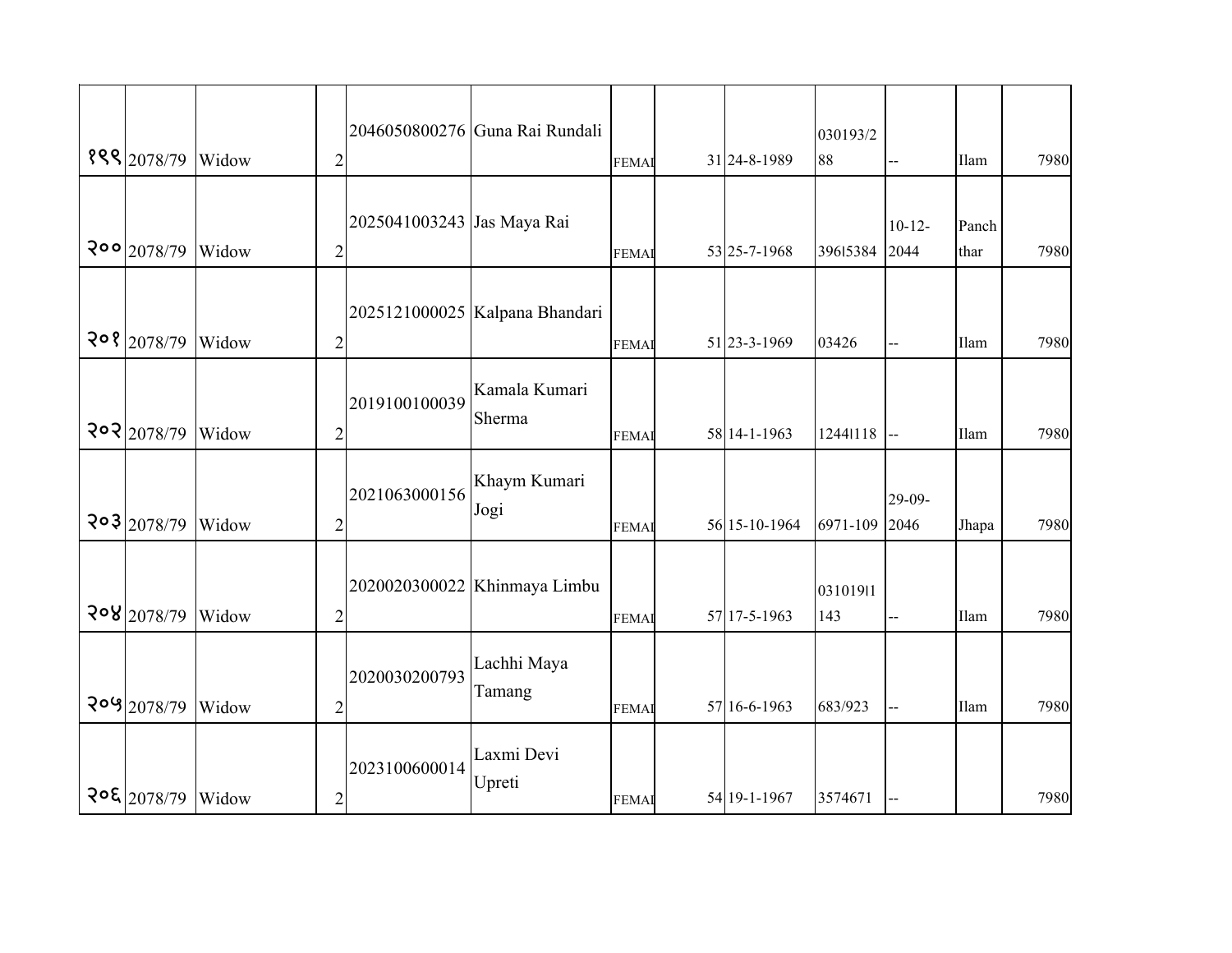| | | | | | | | | | | | | | |
|---|---|---|---|---|---|---|---|---|---|---|---|---|---|
| १९९ | 2078/79 | Widow | 2 | 2046050800276 | Guna Rai Rundali | FEMAI | | 31 | 24-8-1989 | 030193/288 | -- | Ilam | 7980 |
| २०० | 2078/79 | Widow | 2 | 2025041003243 | Jas Maya Rai | FEMAI | | 53 | 25-7-1968 | 396l5384 | 10-12-2044 | Panchthar | 7980 |
| २०१ | 2078/79 | Widow | 2 | 2025121000025 | Kalpana Bhandari | FEMAI | | 51 | 23-3-1969 | 03426 | -- | Ilam | 7980 |
| २०२ | 2078/79 | Widow | 2 | 2019100100039 | Kamala Kumari Sherma | FEMAI | | 58 | 14-1-1963 | 1244l118 | -- | Ilam | 7980 |
| २०३ | 2078/79 | Widow | 2 | 2021063000156 | Khaym Kumari Jogi | FEMAI | | 56 | 15-10-1964 | 6971-109 | 29-09-2046 | Jhapa | 7980 |
| २०४ | 2078/79 | Widow | 2 | 2020020300022 | Khinmaya Limbu | FEMAI | | 57 | 17-5-1963 | 031019l1143 | -- | Ilam | 7980 |
| २०५ | 2078/79 | Widow | 2 | 2020030200793 | Lachhi Maya Tamang | FEMAI | | 57 | 16-6-1963 | 683/923 | -- | Ilam | 7980 |
| २०६ | 2078/79 | Widow | 2 | 2023100600014 | Laxmi Devi Upreti | FEMAI | | 54 | 19-1-1967 | 3574671 | -- | | 7980 |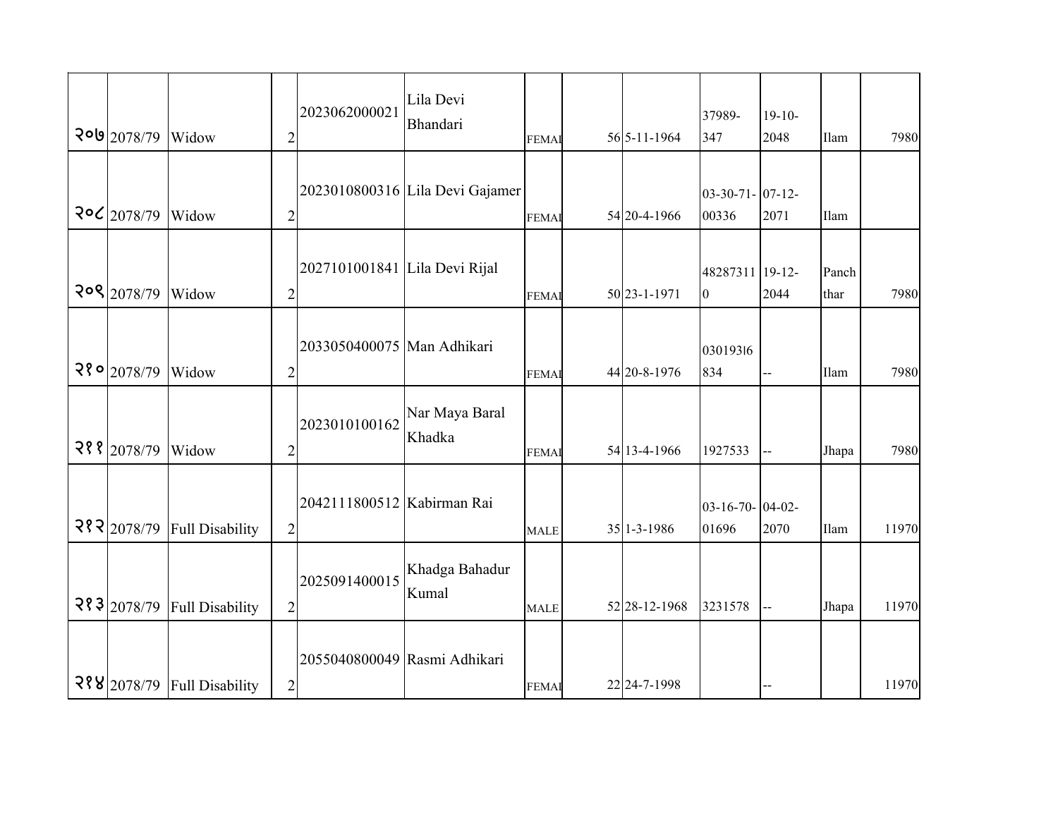| | | | | | | | | | | | | | |
|---|---|---|---|---|---|---|---|---|---|---|---|---|---|
| २०७ | 2078/79 | Widow | 2 | 2023062000021 | Lila Devi Bhandari | FEMAI | | 56 | 5-11-1964 | 37989-347 | 19-10-2048 | Ilam | 7980 |
| २०८ | 2078/79 | Widow | 2 | 2023010800316 | Lila Devi Gajamer | FEMAI | | 54 | 20-4-1966 | 03-30-71-00336 | 07-12-2071 | Ilam | |
| २०९ | 2078/79 | Widow | 2 | 2027101001841 | Lila Devi Rijal | FEMAI | | 50 | 23-1-1971 | 482873110 | 19-12-2044 | Panchthar | 7980 |
| २१० | 2078/79 | Widow | 2 | 2033050400075 | Man Adhikari | FEMAI | | 44 | 20-8-1976 | 03019316834 | -- | Ilam | 7980 |
| २११ | 2078/79 | Widow | 2 | 2023010100162 | Nar Maya Baral Khadka | FEMAI | | 54 | 13-4-1966 | 1927533 | -- | Jhapa | 7980 |
| २१२ | 2078/79 | Full Disability | 2 | 2042111800512 | Kabirman Rai | MALE | | 35 | 1-3-1986 | 03-16-70-01696 | 04-02-2070 | Ilam | 11970 |
| २१३ | 2078/79 | Full Disability | 2 | 2025091400015 | Khadga Bahadur Kumal | MALE | | 52 | 28-12-1968 | 3231578 | -- | Jhapa | 11970 |
| २१४ | 2078/79 | Full Disability | 2 | 2055040800049 | Rasmi Adhikari | FEMAI | | 22 | 24-7-1998 | | -- | | 11970 |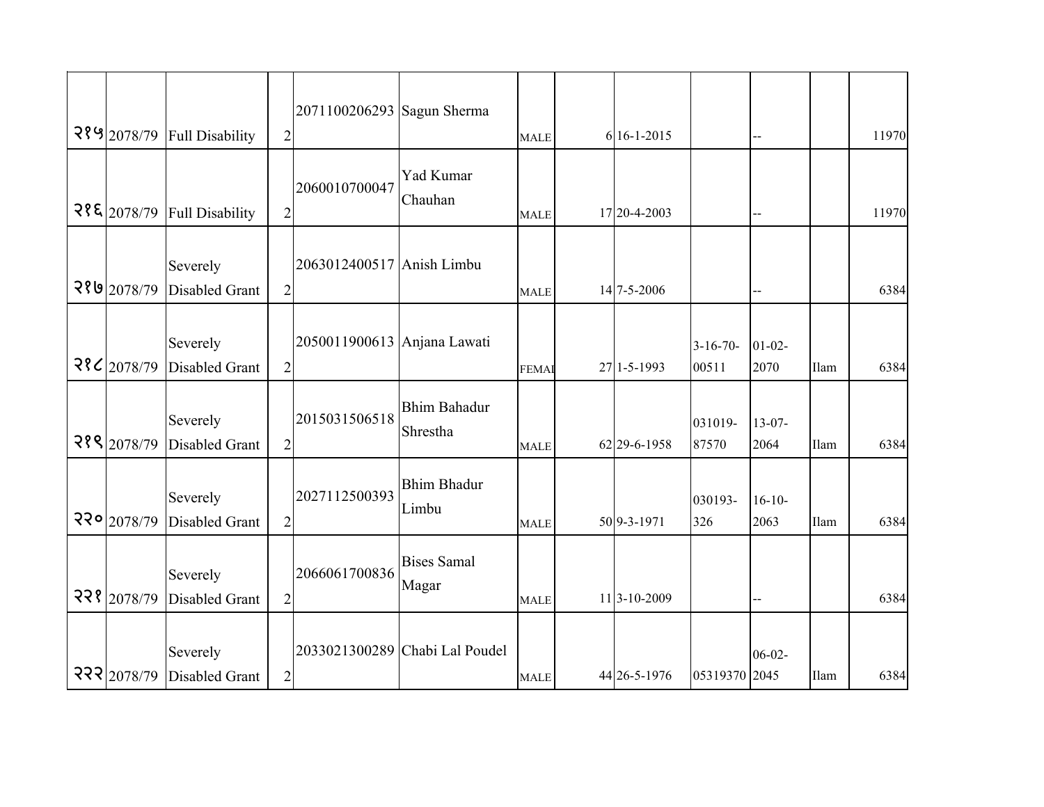| | | | | | | | | | | | | |
|---|---|---|---|---|---|---|---|---|---|---|---|---|
| २१५ | 2078/79 | Full Disability | 2 | 2071100206293 | Sagun Sherma | MALE | 6 | 16-1-2015 | | -- | | 11970 |
| २१६ | 2078/79 | Full Disability | 2 | 2060010700047 | Yad Kumar Chauhan | MALE | 17 | 20-4-2003 | | -- | | 11970 |
| २१७ | 2078/79 | Severely Disabled Grant | 2 | 2063012400517 | Anish Limbu | MALE | 14 | 7-5-2006 | | -- | | 6384 |
| २१८ | 2078/79 | Severely Disabled Grant | 2 | 2050011900613 | Anjana Lawati | FEMAI | 27 | 1-5-1993 | 3-16-70-00511 | 01-02-2070 | Ilam | 6384 |
| २१९ | 2078/79 | Severely Disabled Grant | 2 | 2015031506518 | Bhim Bahadur Shrestha | MALE | 62 | 29-6-1958 | 031019-87570 | 13-07-2064 | Ilam | 6384 |
| २२० | 2078/79 | Severely Disabled Grant | 2 | 2027112500393 | Bhim Bhadur Limbu | MALE | 50 | 9-3-1971 | 030193-326 | 16-10-2063 | Ilam | 6384 |
| २२१ | 2078/79 | Severely Disabled Grant | 2 | 2066061700836 | Bises Samal Magar | MALE | 11 | 3-10-2009 | | -- | | 6384 |
| २२२ | 2078/79 | Severely Disabled Grant | 2 | 2033021300289 | Chabi Lal Poudel | MALE | 44 | 26-5-1976 | 05319370 | 06-02-2045 | Ilam | 6384 |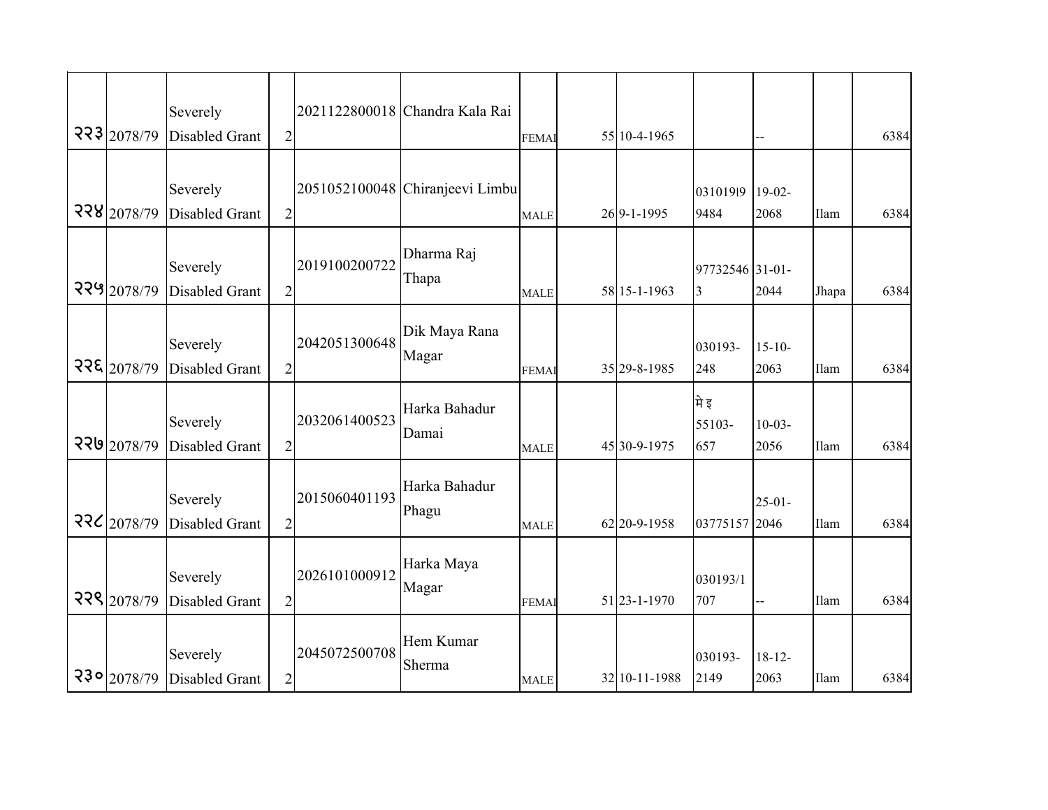| | | | | | | | | | | | | | |
|---|---|---|---|---|---|---|---|---|---|---|---|---|---|
| २२३ | 2078/79 | Severely Disabled Grant | 2 | 2021122800018 | Chandra Kala Rai | FEMAI | | 55 | 10-4-1965 | | -- | | 6384 |
| २२४ | 2078/79 | Severely Disabled Grant | 2 | 2051052100048 | Chiranjeevi Limbu | MALE | | 26 | 9-1-1995 | 03101919 9484 | 19-02-2068 | Ilam | 6384 |
| २२५ | 2078/79 | Severely Disabled Grant | 2 | 2019100200722 | Dharma Raj Thapa | MALE | | 58 | 15-1-1963 | 97732546 3 | 31-01-2044 | Jhapa | 6384 |
| २२६ | 2078/79 | Severely Disabled Grant | 2 | 2042051300648 | Dik Maya Rana Magar | FEMAI | | 35 | 29-8-1985 | 030193-248 | 15-10-2063 | Ilam | 6384 |
| २२७ | 2078/79 | Severely Disabled Grant | 2 | 2032061400523 | Harka Bahadur Damai | MALE | | 45 | 30-9-1975 | मे इ 55103-657 | 10-03-2056 | Ilam | 6384 |
| २२८ | 2078/79 | Severely Disabled Grant | 2 | 2015060401193 | Harka Bahadur Phagu | MALE | | 62 | 20-9-1958 | 03775157 | 25-01-2046 | Ilam | 6384 |
| २२९ | 2078/79 | Severely Disabled Grant | 2 | 2026101000912 | Harka Maya Magar | FEMAI | | 51 | 23-1-1970 | 030193/1 707 | -- | Ilam | 6384 |
| २३० | 2078/79 | Severely Disabled Grant | 2 | 2045072500708 | Hem Kumar Sherma | MALE | | 32 | 10-11-1988 | 030193-2149 | 18-12-2063 | Ilam | 6384 |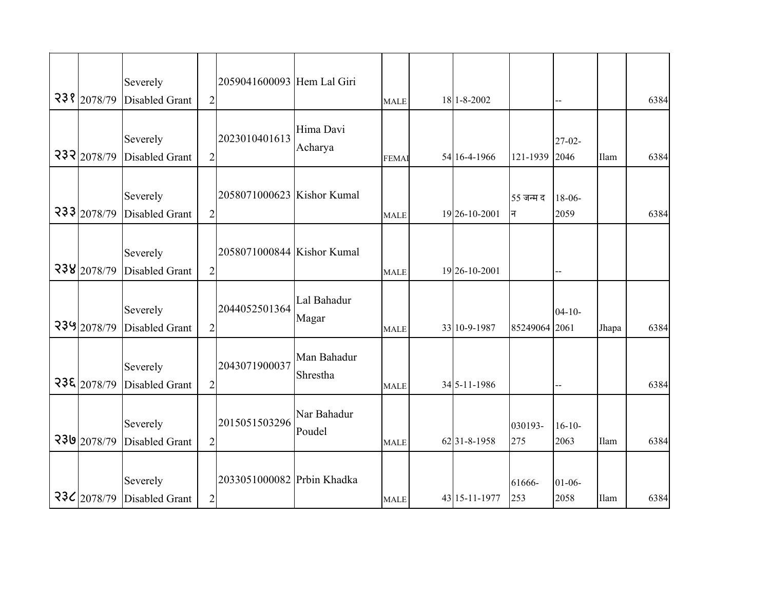| | | | | | | | | | | | | | |
|---|---|---|---|---|---|---|---|---|---|---|---|---|---|
| २३१ | 2078/79 | Severely Disabled Grant | 2 | 2059041600093 | Hem Lal Giri | MALE | | 18 | 1-8-2002 | | -- | | 6384 |
| २३२ | 2078/79 | Severely Disabled Grant | 2 | 2023010401613 | Hima Davi Acharya | FEMAI | | 54 | 16-4-1966 | 121-1939 | 27-02-2046 | Ilam | 6384 |
| २३३ | 2078/79 | Severely Disabled Grant | 2 | 2058071000623 | Kishor Kumal | MALE | | 19 | 26-10-2001 | 55 जन्म द न | 18-06-2059 | | 6384 |
| २३४ | 2078/79 | Severely Disabled Grant | 2 | 2058071000844 | Kishor Kumal | MALE | | 19 | 26-10-2001 | | -- | | |
| २३५ | 2078/79 | Severely Disabled Grant | 2 | 2044052501364 | Lal Bahadur Magar | MALE | | 33 | 10-9-1987 | 85249064 | 04-10-2061 | Jhapa | 6384 |
| २३६ | 2078/79 | Severely Disabled Grant | 2 | 2043071900037 | Man Bahadur Shrestha | MALE | | 34 | 5-11-1986 | | -- | | 6384 |
| २३७ | 2078/79 | Severely Disabled Grant | 2 | 2015051503296 | Nar Bahadur Poudel | MALE | | 62 | 31-8-1958 | 030193-275 | 16-10-2063 | Ilam | 6384 |
| २३८ | 2078/79 | Severely Disabled Grant | 2 | 2033051000082 | Prbin Khadka | MALE | | 43 | 15-11-1977 | 61666-253 | 01-06-2058 | Ilam | 6384 |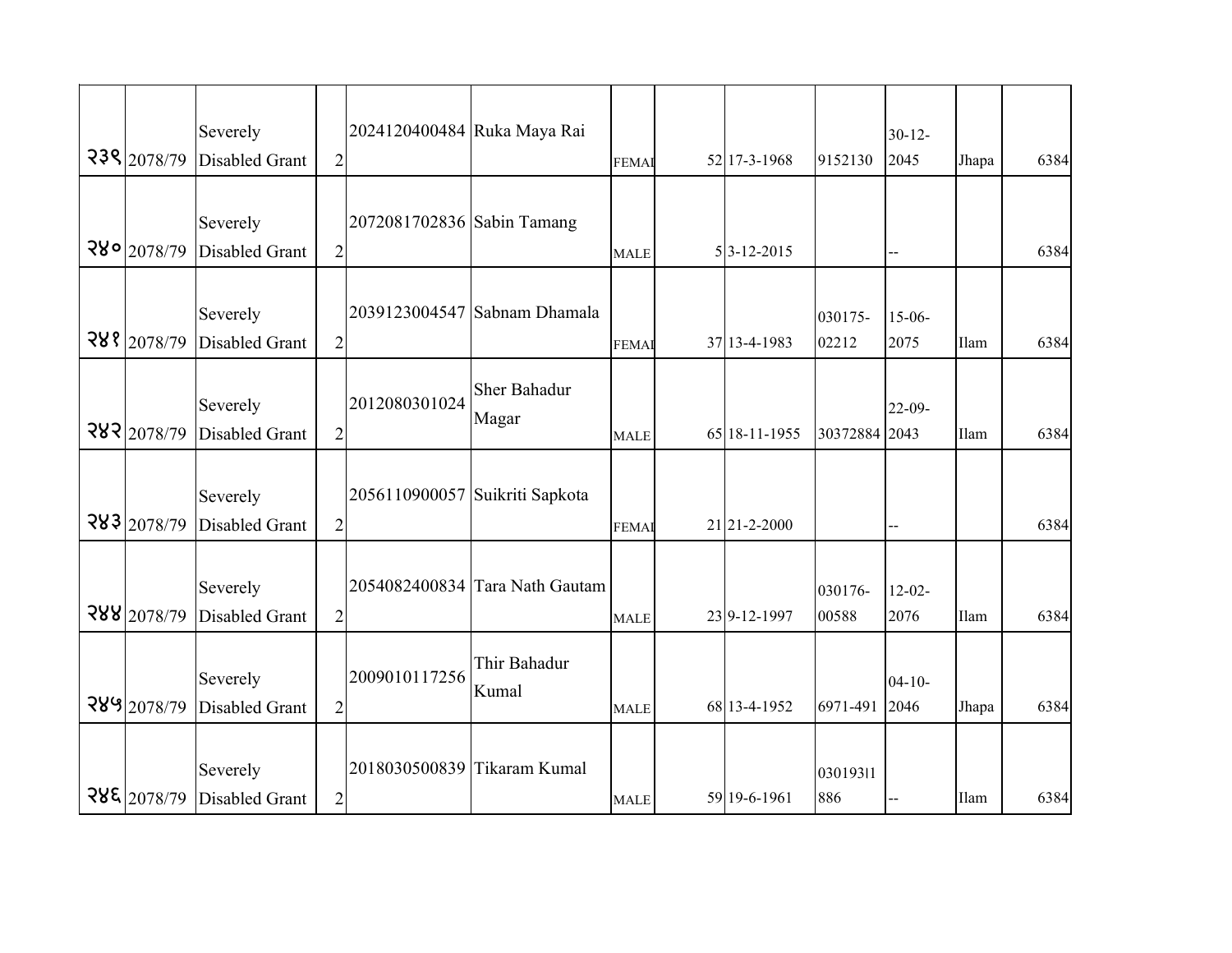|  |  |  |  |  |  |  |  |  |  |  |  |  |
|---|---|---|---|---|---|---|---|---|---|---|---|---|
| २३९ | 2078/79 | Severely Disabled Grant | 2 | 2024120400484 | Ruka Maya Rai | FEMAL |  | 52 | 17-3-1968 | 9152130 | 30-12-2045 | Jhapa | 6384 |
| २४० | 2078/79 | Severely Disabled Grant | 2 | 2072081702836 | Sabin Tamang | MALE |  | 5 | 3-12-2015 |  | -- |  | 6384 |
| २४१ | 2078/79 | Severely Disabled Grant | 2 | 2039123004547 | Sabnam Dhamala | FEMAL |  | 37 | 13-4-1983 | 030175-02212 | 15-06-2075 | Ilam | 6384 |
| २४२ | 2078/79 | Severely Disabled Grant | 2 | 2012080301024 | Sher Bahadur Magar | MALE |  | 65 | 18-11-1955 | 30372884 | 22-09-2043 | Ilam | 6384 |
| २४३ | 2078/79 | Severely Disabled Grant | 2 | 2056110900057 | Suikriti Sapkota | FEMAL |  | 21 | 21-2-2000 |  | -- |  | 6384 |
| २४४ | 2078/79 | Severely Disabled Grant | 2 | 2054082400834 | Tara Nath Gautam | MALE |  | 23 | 9-12-1997 | 030176-00588 | 12-02-2076 | Ilam | 6384 |
| २४५ | 2078/79 | Severely Disabled Grant | 2 | 2009010117256 | Thir Bahadur Kumal | MALE |  | 68 | 13-4-1952 | 6971-491 | 04-10-2046 | Jhapa | 6384 |
| २४६ | 2078/79 | Severely Disabled Grant | 2 | 2018030500839 | Tikaram Kumal | MALE |  | 59 | 19-6-1961 | 03019311886 | -- | Ilam | 6384 |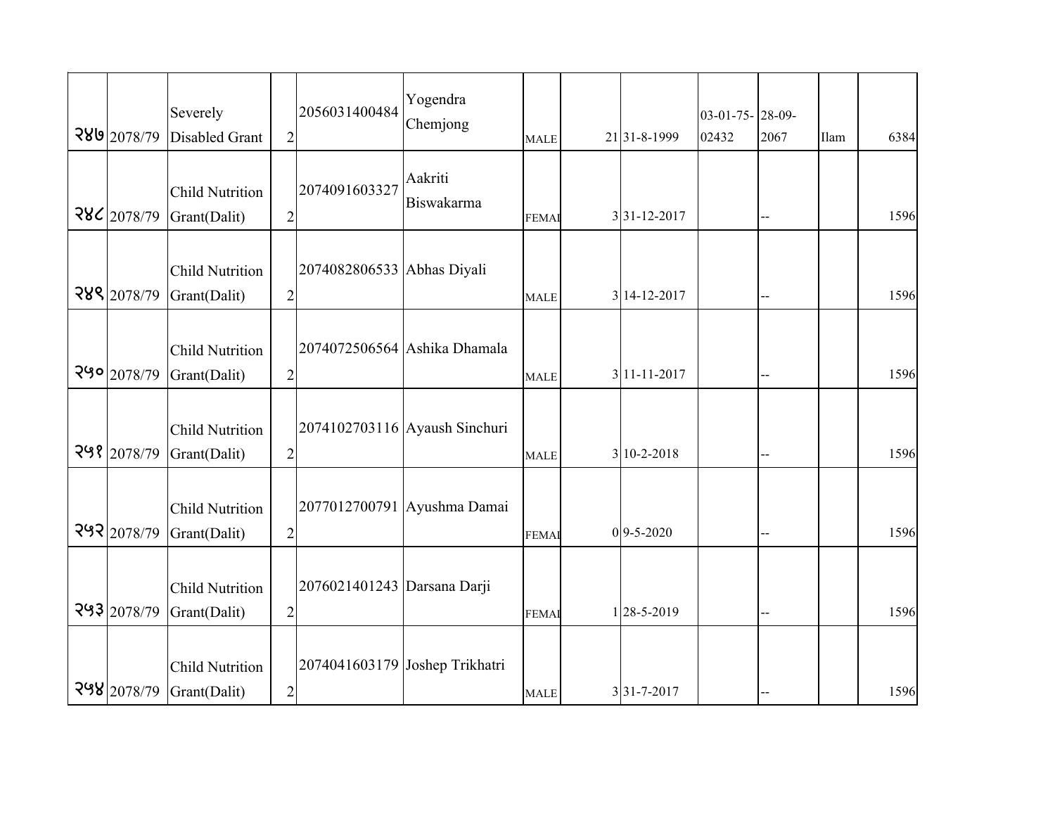| | | | | | | | | | | | | |
|---|---|---|---|---|---|---|---|---|---|---|---|---|
| २४७ | 2078/79 | Severely Disabled Grant | 2 | 2056031400484 | Yogendra Chemjong | MALE | 21 | 31-8-1999 | 03-01-75-02432 | 28-09-2067 | Ilam | 6384 |
| २४८ | 2078/79 | Child Nutrition Grant(Dalit) | 2 | 2074091603327 | Aakriti Biswakarma | FEMAI | 3 | 31-12-2017 | | -- | | 1596 |
| २४९ | 2078/79 | Child Nutrition Grant(Dalit) | 2 | 2074082806533 | Abhas Diyali | MALE | 3 | 14-12-2017 | | -- | | 1596 |
| २५० | 2078/79 | Child Nutrition Grant(Dalit) | 2 | 2074072506564 | Ashika Dhamala | MALE | 3 | 11-11-2017 | | -- | | 1596 |
| २५१ | 2078/79 | Child Nutrition Grant(Dalit) | 2 | 2074102703116 | Ayaush Sinchuri | MALE | 3 | 10-2-2018 | | -- | | 1596 |
| २५२ | 2078/79 | Child Nutrition Grant(Dalit) | 2 | 2077012700791 | Ayushma Damai | FEMAI | 0 | 9-5-2020 | | -- | | 1596 |
| २५३ | 2078/79 | Child Nutrition Grant(Dalit) | 2 | 2076021401243 | Darsana Darji | FEMAI | 1 | 28-5-2019 | | -- | | 1596 |
| २५४ | 2078/79 | Child Nutrition Grant(Dalit) | 2 | 2074041603179 | Joshep Trikhatri | MALE | 3 | 31-7-2017 | | -- | | 1596 |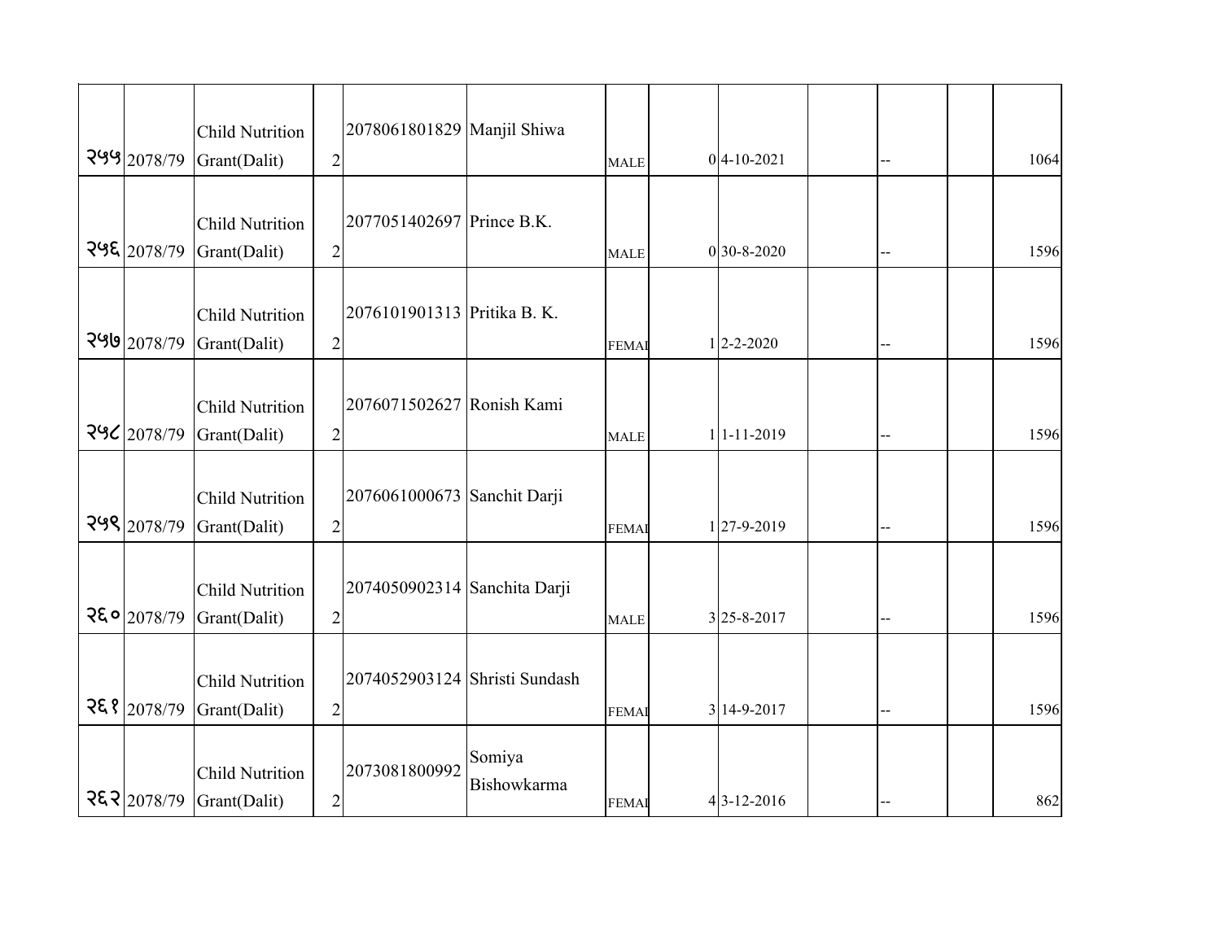| | | | | | | | | | | | | | |
|---|---|---|---|---|---|---|---|---|---|---|---|---|---|
| २५५ | 2078/79 | Child Nutrition Grant(Dalit) | 2 | 2078061801829 | Manjil Shiwa | MALE | | 0 | 4-10-2021 | | -- | | 1064 |
| २५६ | 2078/79 | Child Nutrition Grant(Dalit) | 2 | 2077051402697 | Prince B.K. | MALE | | 0 | 30-8-2020 | | -- | | 1596 |
| २५७ | 2078/79 | Child Nutrition Grant(Dalit) | 2 | 2076101901313 | Pritika B. K. | FEMAI | | 1 | 2-2-2020 | | -- | | 1596 |
| २५८ | 2078/79 | Child Nutrition Grant(Dalit) | 2 | 2076071502627 | Ronish Kami | MALE | | 1 | 1-11-2019 | | -- | | 1596 |
| २५९ | 2078/79 | Child Nutrition Grant(Dalit) | 2 | 2076061000673 | Sanchit Darji | FEMAI | | 1 | 27-9-2019 | | -- | | 1596 |
| २६० | 2078/79 | Child Nutrition Grant(Dalit) | 2 | 2074050902314 | Sanchita Darji | MALE | | 3 | 25-8-2017 | | -- | | 1596 |
| २६१ | 2078/79 | Child Nutrition Grant(Dalit) | 2 | 2074052903124 | Shristi Sundash | FEMAI | | 3 | 14-9-2017 | | -- | | 1596 |
| २६२ | 2078/79 | Child Nutrition Grant(Dalit) | 2 | 2073081800992 | Somiya Bishowkarma | FEMAI | | 4 | 3-12-2016 | | -- | | 862 |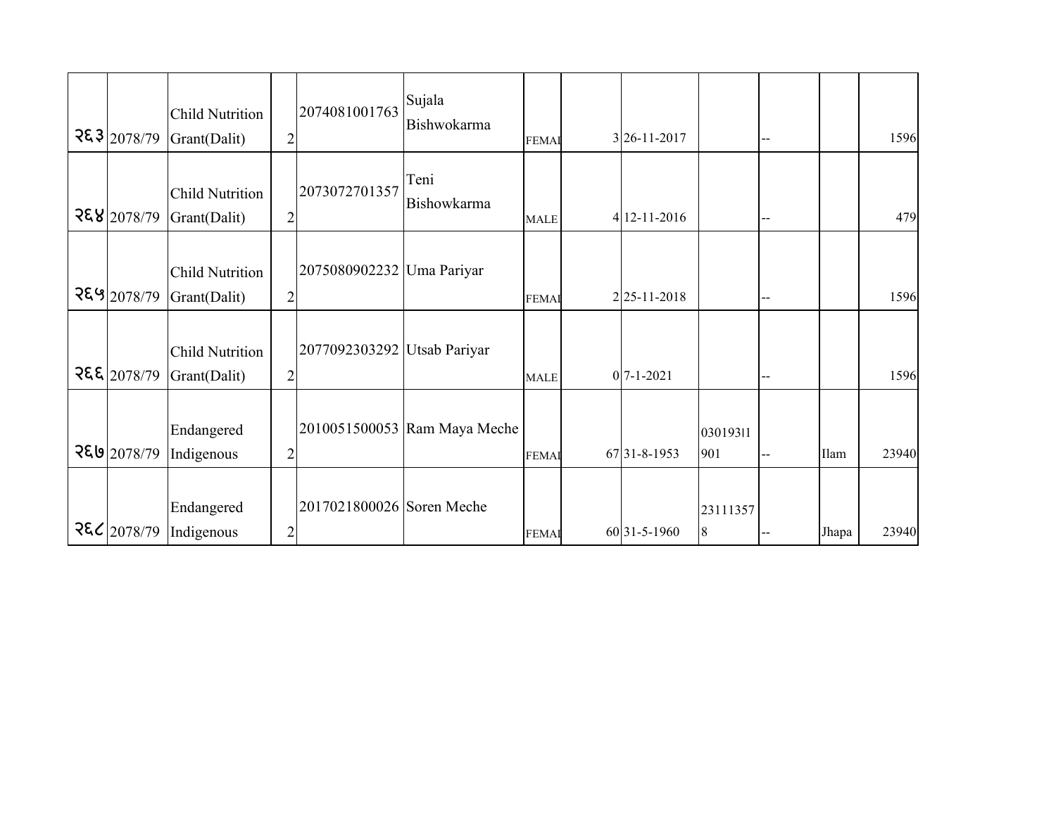| | | | | | | | | | | | | | |
|---|---|---|---|---|---|---|---|---|---|---|---|---|---|
| २६३ | 2078/79 | Child Nutrition Grant(Dalit) | 2 | 2074081001763 | Sujala Bishwokarma | FEMAI | | 3 | 26-11-2017 | | -- | | 1596 |
| २६४ | 2078/79 | Child Nutrition Grant(Dalit) | 2 | 2073072701357 | Teni Bishowkarma | MALE | | 4 | 12-11-2016 | | -- | | 479 |
| २६५ | 2078/79 | Child Nutrition Grant(Dalit) | 2 | 2075080902232 | Uma Pariyar | FEMAI | | 2 | 25-11-2018 | | -- | | 1596 |
| २६६ | 2078/79 | Child Nutrition Grant(Dalit) | 2 | 2077092303292 | Utsab Pariyar | MALE | | 0 | 7-1-2021 | | -- | | 1596 |
| २६७ | 2078/79 | Endangered Indigenous | 2 | 2010051500053 | Ram Maya Meche | FEMAI | | 67 | 31-8-1953 | 03019311 901 | -- | Ilam | 23940 |
| २६८ | 2078/79 | Endangered Indigenous | 2 | 2017021800026 | Soren Meche | FEMAI | | 60 | 31-5-1960 | 23111357 8 | -- | Jhapa | 23940 |